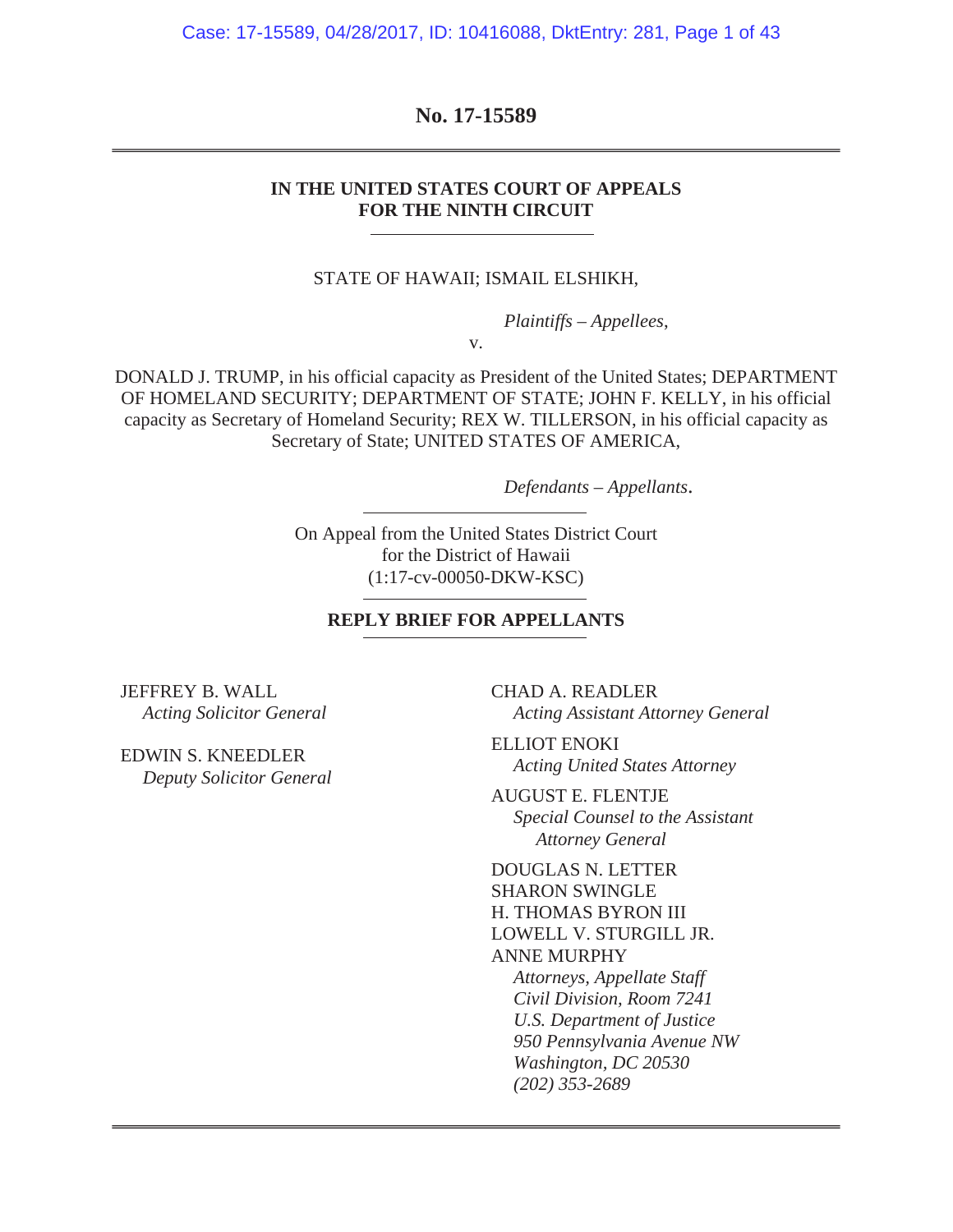**No. 17-15589**

**IN THE UNITED STATES COURT OF APPEALS FOR THE NINTH CIRCUIT**

STATE OF HAWAII; ISMAIL ELSHIKH,

*Plaintiffs – Appellees*,

v.

DONALD J. TRUMP, in his official capacity as President of the United States; DEPARTMENT OF HOMELAND SECURITY; DEPARTMENT OF STATE; JOHN F. KELLY, in his official capacity as Secretary of Homeland Security; REX W. TILLERSON, in his official capacity as Secretary of State; UNITED STATES OF AMERICA,

*Defendants – Appellants*.

On Appeal from the United States District Court for the District of Hawaii (1:17-cv-00050-DKW-KSC)

**REPLY BRIEF FOR APPELLANTS**

JEFFREY B. WALL
*Acting Solicitor General*

EDWIN S. KNEEDLER
*Deputy Solicitor General*

CHAD A. READLER
*Acting Assistant Attorney General*

ELLIOT ENOKI
*Acting United States Attorney*

AUGUST E. FLENTJE
*Special Counsel to the Assistant Attorney General*

DOUGLAS N. LETTER
SHARON SWINGLE
H. THOMAS BYRON III
LOWELL V. STURGILL JR.
ANNE MURPHY
*Attorneys, Appellate Staff*
*Civil Division, Room 7241*
*U.S. Department of Justice*
*950 Pennsylvania Avenue NW*
*Washington, DC 20530*
*(202) 353-2689*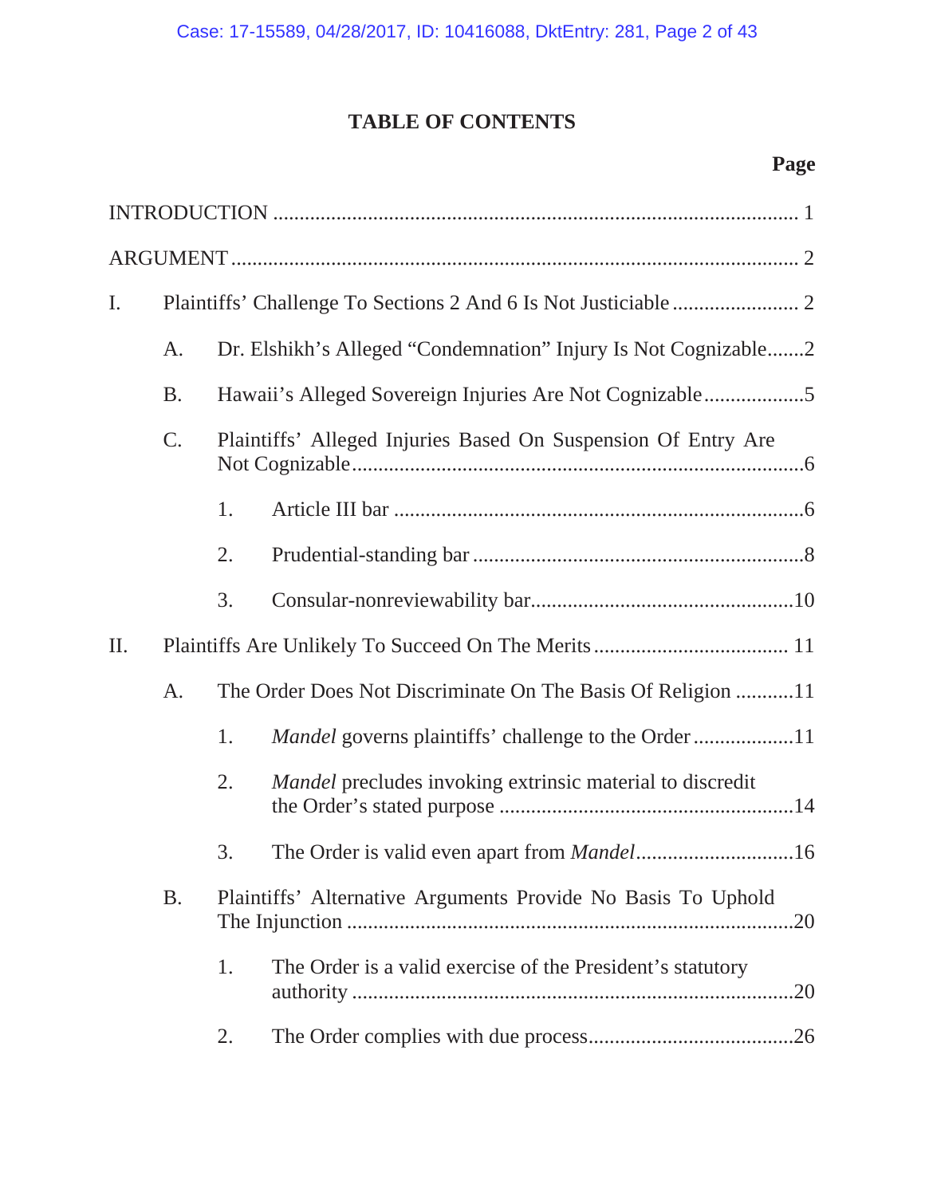# TABLE OF CONTENTS

**Page**

INTRODUCTION ..................................................................................................... 1

ARGUMENT ........................................................................................................... 2

I. Plaintiffs' Challenge To Sections 2 And 6 Is Not Justiciable ........................ 2

  A. Dr. Elshikh's Alleged "Condemnation" Injury Is Not Cognizable.......2

  B. Hawaii's Alleged Sovereign Injuries Are Not Cognizable...................5

  C. Plaintiffs' Alleged Injuries Based On Suspension Of Entry Are Not Cognizable.....................................................................................6

    1. Article III bar .............................................................................6

    2. Prudential-standing bar ..............................................................8

    3. Consular-nonreviewability bar..................................................10

II. Plaintiffs Are Unlikely To Succeed On The Merits ...................................... 11

  A. The Order Does Not Discriminate On The Basis Of Religion ...........11

    1. *Mandel* governs plaintiffs' challenge to the Order ...................11

    2. *Mandel* precludes invoking extrinsic material to discredit the Order's stated purpose .......................................................14

    3. The Order is valid even apart from *Mandel*..............................16

  B. Plaintiffs' Alternative Arguments Provide No Basis To Uphold The Injunction ....................................................................................20

    1. The Order is a valid exercise of the President's statutory authority ...................................................................................20

    2. The Order complies with due process.......................................26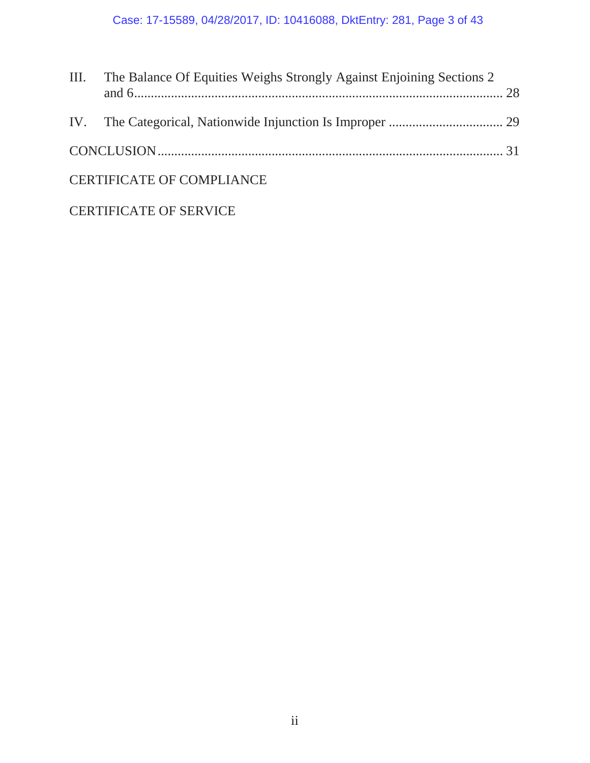III. The Balance Of Equities Weighs Strongly Against Enjoining Sections 2 and 6 ............................................................................................................ 28

IV. The Categorical, Nationwide Injunction Is Improper .................................. 29

CONCLUSION ..................................................................................................... 31

CERTIFICATE OF COMPLIANCE

CERTIFICATE OF SERVICE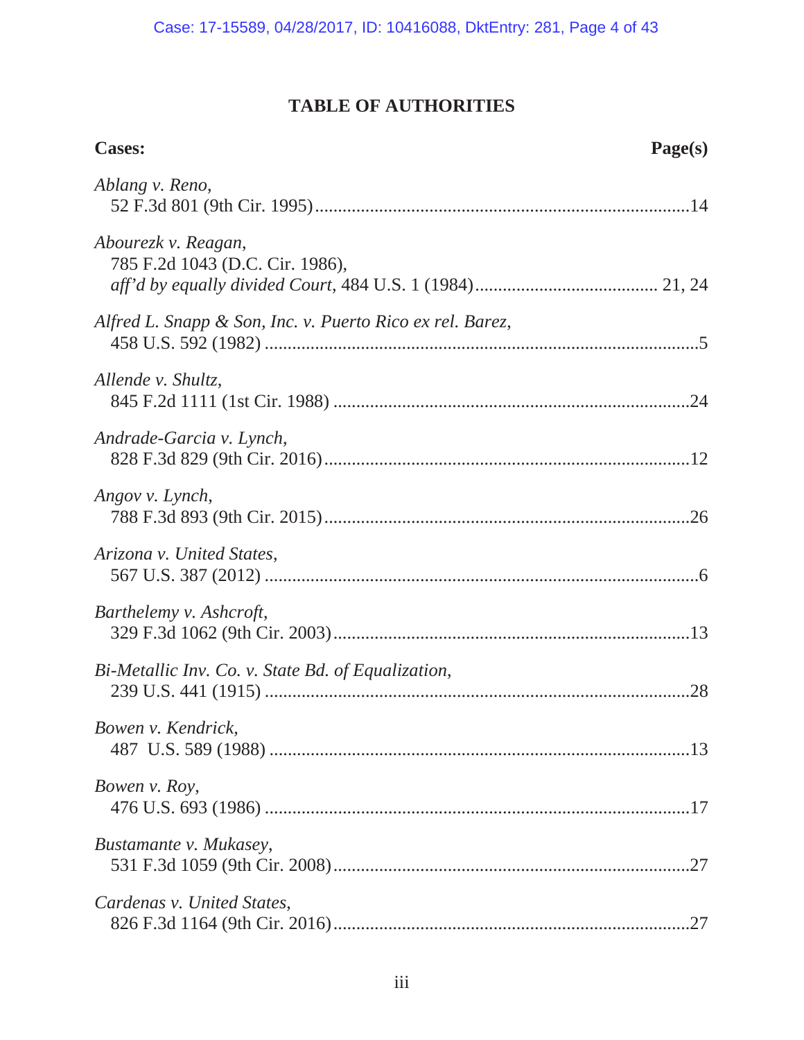## TABLE OF AUTHORITIES

**Cases:** **Page(s)**

*Ablang v. Reno*,
52 F.3d 801 (9th Cir. 1995) .......... 14

*Abourezk v. Reagan*,
785 F.2d 1043 (D.C. Cir. 1986),
*aff'd by equally divided Court*, 484 U.S. 1 (1984) .......... 21, 24

*Alfred L. Snapp & Son, Inc. v. Puerto Rico ex rel. Barez*,
458 U.S. 592 (1982) .......... 5

*Allende v. Shultz*,
845 F.2d 1111 (1st Cir. 1988) .......... 24

*Andrade-Garcia v. Lynch*,
828 F.3d 829 (9th Cir. 2016) .......... 12

*Angov v. Lynch*,
788 F.3d 893 (9th Cir. 2015) .......... 26

*Arizona v. United States*,
567 U.S. 387 (2012) .......... 6

*Barthelemy v. Ashcroft*,
329 F.3d 1062 (9th Cir. 2003) .......... 13

*Bi-Metallic Inv. Co. v. State Bd. of Equalization*,
239 U.S. 441 (1915) .......... 28

*Bowen v. Kendrick*,
487 U.S. 589 (1988) .......... 13

*Bowen v. Roy*,
476 U.S. 693 (1986) .......... 17

*Bustamante v. Mukasey*,
531 F.3d 1059 (9th Cir. 2008) .......... 27

*Cardenas v. United States*,
826 F.3d 1164 (9th Cir. 2016) .......... 27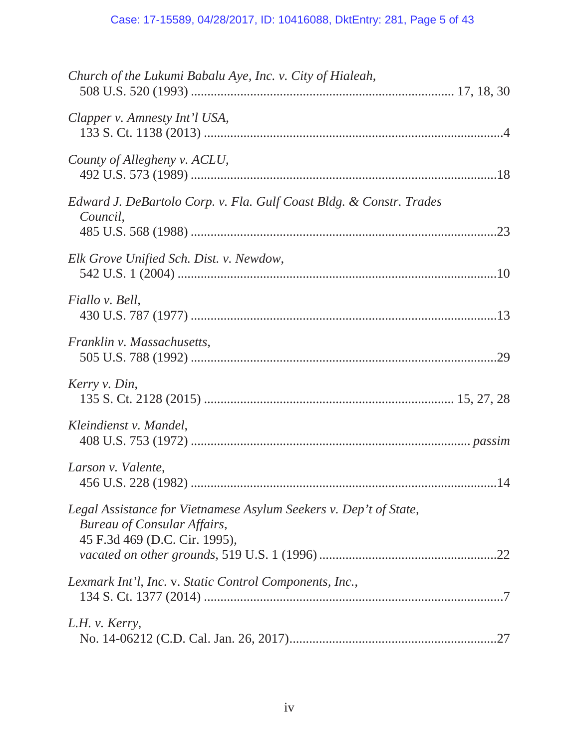*Church of the Lukumi Babalu Aye, Inc. v. City of Hialeah*,
508 U.S. 520 (1993) .............................................................................. 17, 18, 30

*Clapper v. Amnesty Int'l USA*,
133 S. Ct. 1138 (2013) ..........................................................................................4

*County of Allegheny v. ACLU*,
492 U.S. 573 (1989) ............................................................................................18

*Edward J. DeBartolo Corp. v. Fla. Gulf Coast Bldg. & Constr. Trades Council*,
485 U.S. 568 (1988) ............................................................................................23

*Elk Grove Unified Sch. Dist. v. Newdow*,
542 U.S. 1 (2004) ................................................................................................10

*Fiallo v. Bell*,
430 U.S. 787 (1977) ............................................................................................13

*Franklin v. Massachusetts*,
505 U.S. 788 (1992) ............................................................................................29

*Kerry v. Din*,
135 S. Ct. 2128 (2015) ......................................................................... 15, 27, 28

*Kleindienst v. Mandel*,
408 U.S. 753 (1972) .................................................................................. *passim*

*Larson v. Valente*,
456 U.S. 228 (1982) ............................................................................................14

*Legal Assistance for Vietnamese Asylum Seekers v. Dep't of State, Bureau of Consular Affairs*,
45 F.3d 469 (D.C. Cir. 1995),
*vacated on other grounds*, 519 U.S. 1 (1996) ......................................................22

*Lexmark Int'l, Inc.* v. *Static Control Components, Inc.*,
134 S. Ct. 1377 (2014) ..........................................................................................7

*L.H. v. Kerry*,
No. 14-06212 (C.D. Cal. Jan. 26, 2017)...............................................................27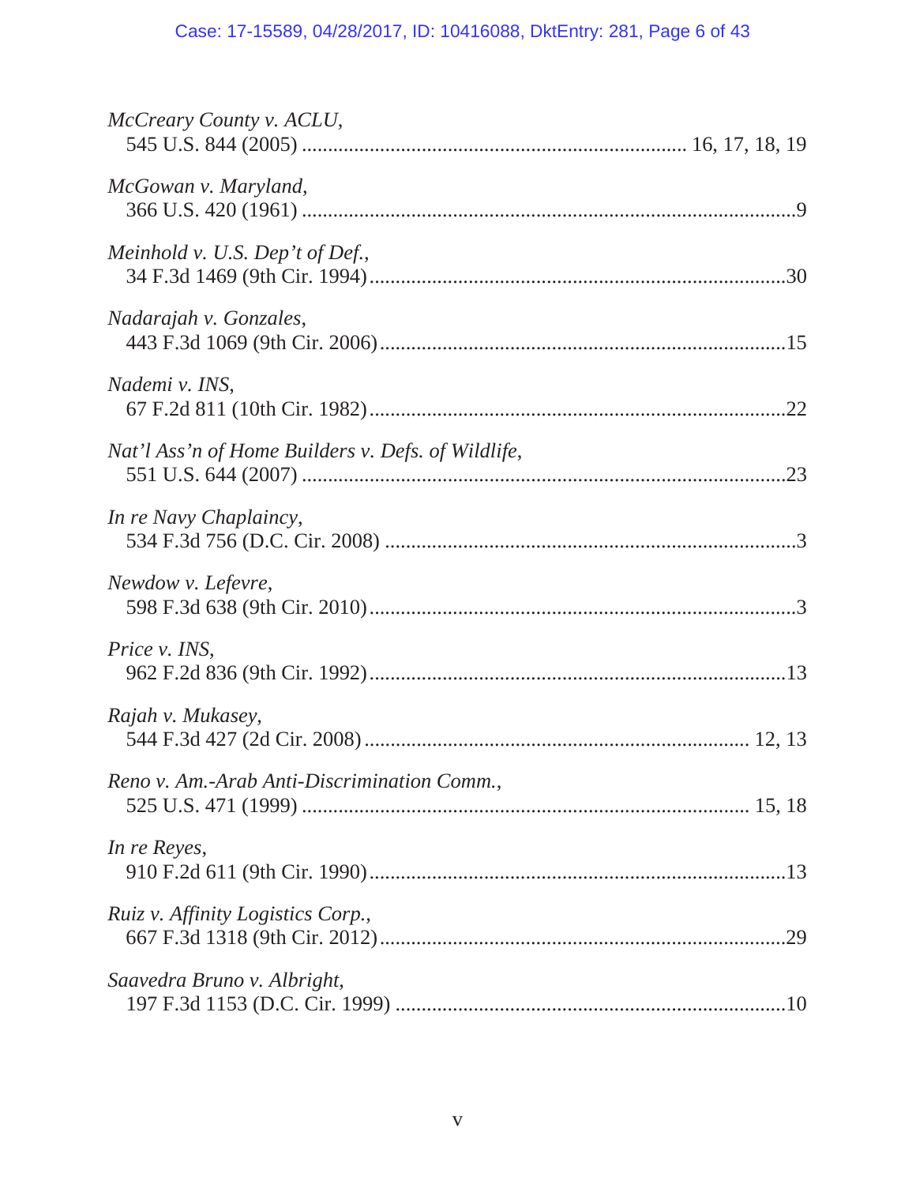*McCreary County v. ACLU*,
545 U.S. 844 (2005) ........................................................................ 16, 17, 18, 19

*McGowan v. Maryland*,
366 U.S. 420 (1961) ............................................................................................9

*Meinhold v. U.S. Dep't of Def.*,
34 F.3d 1469 (9th Cir. 1994)..............................................................................30

*Nadarajah v. Gonzales*,
443 F.3d 1069 (9th Cir. 2006)............................................................................15

*Nademi v. INS*,
67 F.2d 811 (10th Cir. 1982)..............................................................................22

*Nat'l Ass'n of Home Builders v. Defs. of Wildlife*,
551 U.S. 644 (2007) ..........................................................................................23

*In re Navy Chaplaincy*,
534 F.3d 756 (D.C. Cir. 2008) ............................................................................3

*Newdow v. Lefevre*,
598 F.3d 638 (9th Cir. 2010)................................................................................3

*Price v. INS*,
962 F.2d 836 (9th Cir. 1992)..............................................................................13

*Rajah v. Mukasey*,
544 F.3d 427 (2d Cir. 2008) ........................................................................ 12, 13

*Reno v. Am.-Arab Anti-Discrimination Comm.*,
525 U.S. 471 (1999) .................................................................................... 15, 18

*In re Reyes*,
910 F.2d 611 (9th Cir. 1990)..............................................................................13

*Ruiz v. Affinity Logistics Corp.*,
667 F.3d 1318 (9th Cir. 2012)............................................................................29

*Saavedra Bruno v. Albright*,
197 F.3d 1153 (D.C. Cir. 1999) .........................................................................10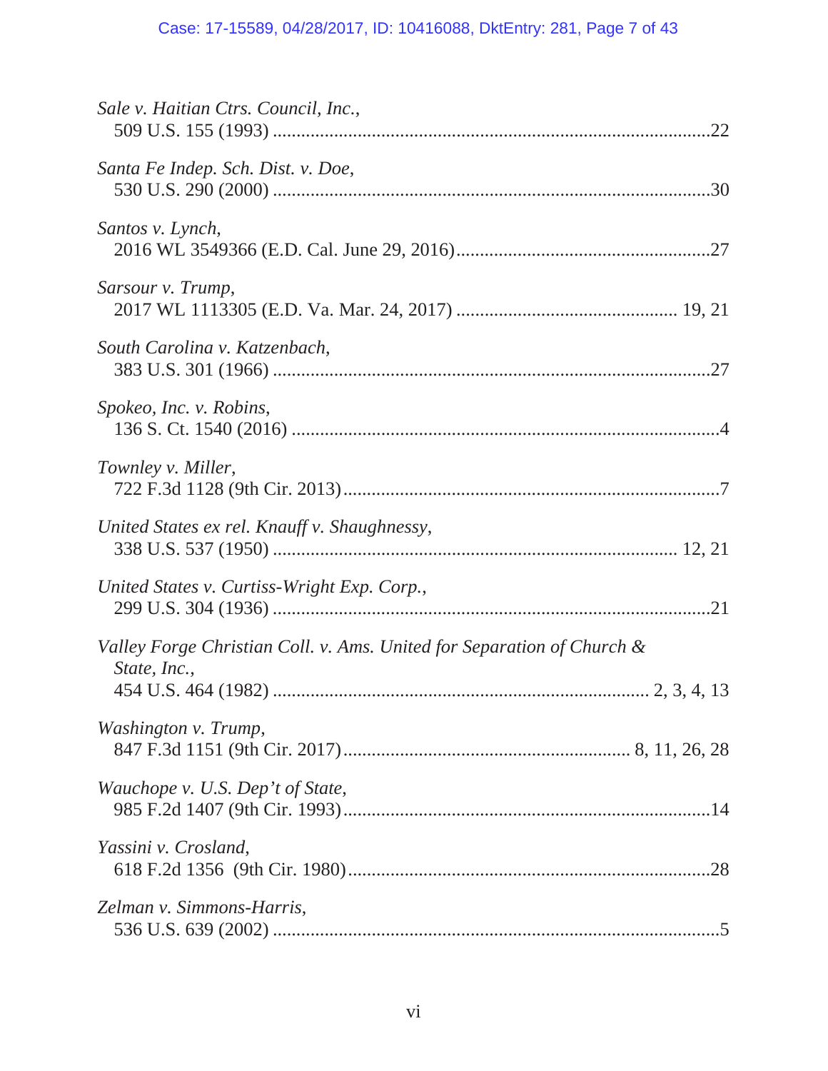*Sale v. Haitian Ctrs. Council, Inc.*,
509 U.S. 155 (1993) ....................................................................................22

*Santa Fe Indep. Sch. Dist. v. Doe*,
530 U.S. 290 (2000) ....................................................................................30

*Santos v. Lynch*,
2016 WL 3549366 (E.D. Cal. June 29, 2016)..............................................27

*Sarsour v. Trump*,
2017 WL 1113305 (E.D. Va. Mar. 24, 2017) ........................................ 19, 21

*South Carolina v. Katzenbach*,
383 U.S. 301 (1966) ....................................................................................27

*Spokeo, Inc. v. Robins*,
136 S. Ct. 1540 (2016) ..................................................................................4

*Townley v. Miller*,
722 F.3d 1128 (9th Cir. 2013)........................................................................7

*United States ex rel. Knauff v. Shaughnessy*,
338 U.S. 537 (1950) ............................................................................. 12, 21

*United States v. Curtiss-Wright Exp. Corp.*,
299 U.S. 304 (1936) ....................................................................................21

*Valley Forge Christian Coll. v. Ams. United for Separation of Church & State, Inc.*,
454 U.S. 464 (1982) ...................................................................... 2, 3, 4, 13

*Washington v. Trump*,
847 F.3d 1151 (9th Cir. 2017)..................................................... 8, 11, 26, 28

*Wauchope v. U.S. Dep't of State*,
985 F.2d 1407 (9th Cir. 1993)......................................................................14

*Yassini v. Crosland*,
618 F.2d 1356 (9th Cir. 1980)......................................................................28

*Zelman v. Simmons-Harris*,
536 U.S. 639 (2002) ......................................................................................5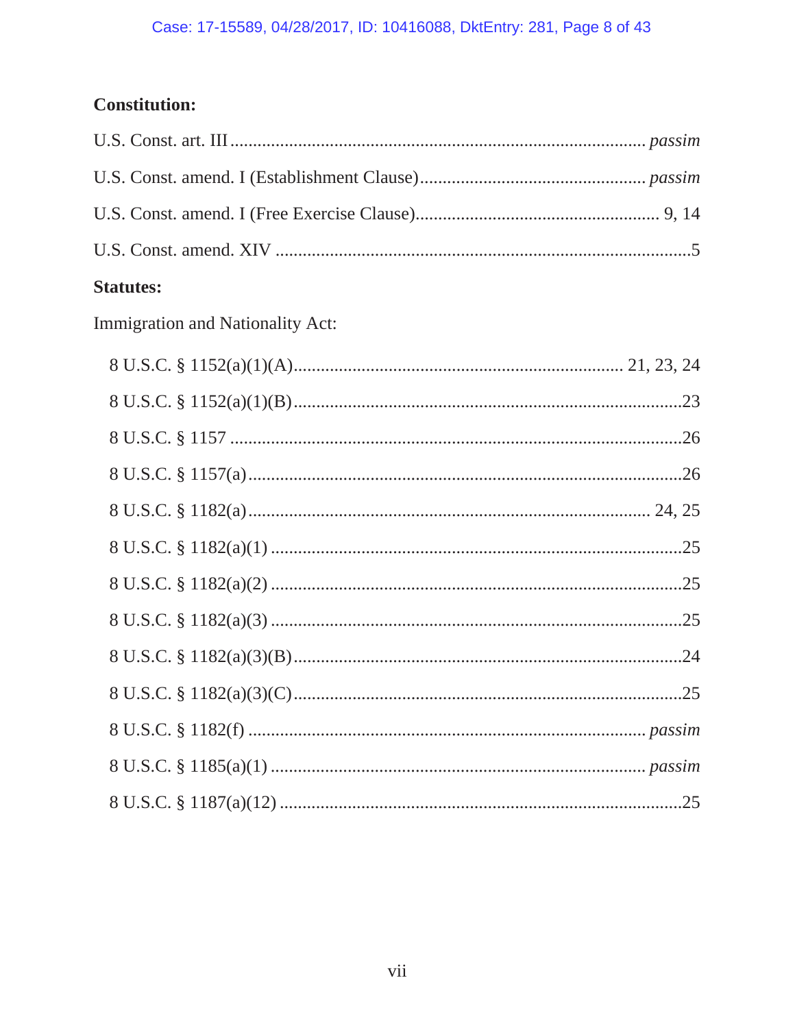**Constitution:**

U.S. Const. art. III ........................................................................................ *passim*

U.S. Const. amend. I (Establishment Clause) ................................................ *passim*

U.S. Const. amend. I (Free Exercise Clause) .................................................... 9, 14

U.S. Const. amend. XIV ......................................................................................... 5

**Statutes:**

Immigration and Nationality Act:

8 U.S.C. § 1152(a)(1)(A) ....................................................................... 21, 23, 24

8 U.S.C. § 1152(a)(1)(B) ............................................................................... 23

8 U.S.C. § 1157 .............................................................................................. 26

8 U.S.C. § 1157(a) ......................................................................................... 26

8 U.S.C. § 1182(a) ................................................................................... 24, 25

8 U.S.C. § 1182(a)(1) ..................................................................................... 25

8 U.S.C. § 1182(a)(2) ..................................................................................... 25

8 U.S.C. § 1182(a)(3) ..................................................................................... 25

8 U.S.C. § 1182(a)(3)(B) ................................................................................ 24

8 U.S.C. § 1182(a)(3)(C) ................................................................................ 25

8 U.S.C. § 1182(f) ................................................................................... *passim*

8 U.S.C. § 1185(a)(1) .............................................................................. *passim*

8 U.S.C. § 1187(a)(12) ................................................................................... 25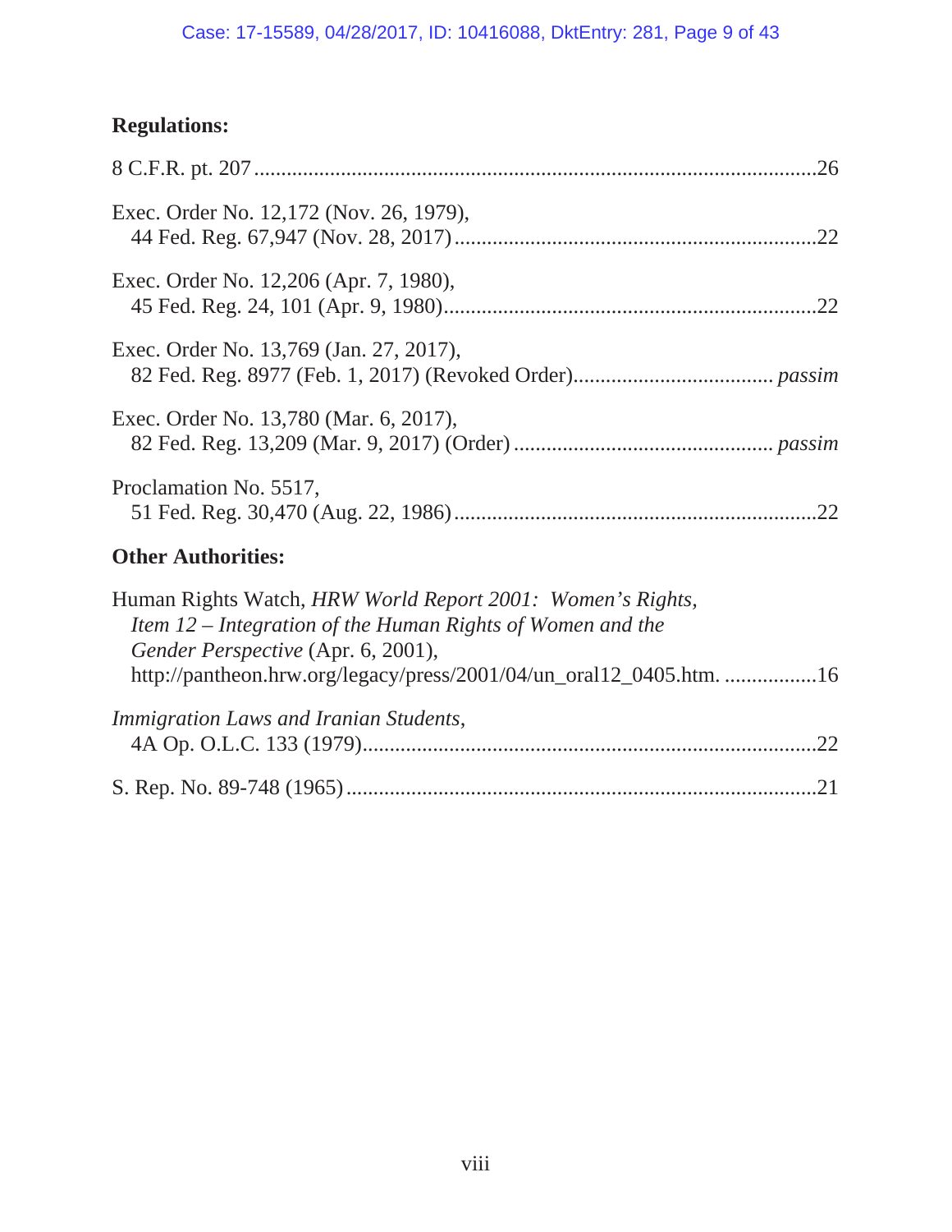**Regulations:**

8 C.F.R. pt. 207 ........................................................................................................26

Exec. Order No. 12,172 (Nov. 26, 1979),
44 Fed. Reg. 67,947 (Nov. 28, 2017) ...................................................................22

Exec. Order No. 12,206 (Apr. 7, 1980),
45 Fed. Reg. 24, 101 (Apr. 9, 1980).....................................................................22

Exec. Order No. 13,769 (Jan. 27, 2017),
82 Fed. Reg. 8977 (Feb. 1, 2017) (Revoked Order).................................... *passim*

Exec. Order No. 13,780 (Mar. 6, 2017),
82 Fed. Reg. 13,209 (Mar. 9, 2017) (Order) ............................................... *passim*

Proclamation No. 5517,
51 Fed. Reg. 30,470 (Aug. 22, 1986) ...................................................................22

**Other Authorities:**

Human Rights Watch, *HRW World Report 2001: Women's Rights, Item 12 – Integration of the Human Rights of Women and the Gender Perspective* (Apr. 6, 2001),
http://pantheon.hrw.org/legacy/press/2001/04/un_oral12_0405.htm. .................16

*Immigration Laws and Iranian Students*,
4A Op. O.L.C. 133 (1979)...................................................................................22

S. Rep. No. 89-748 (1965) .......................................................................................21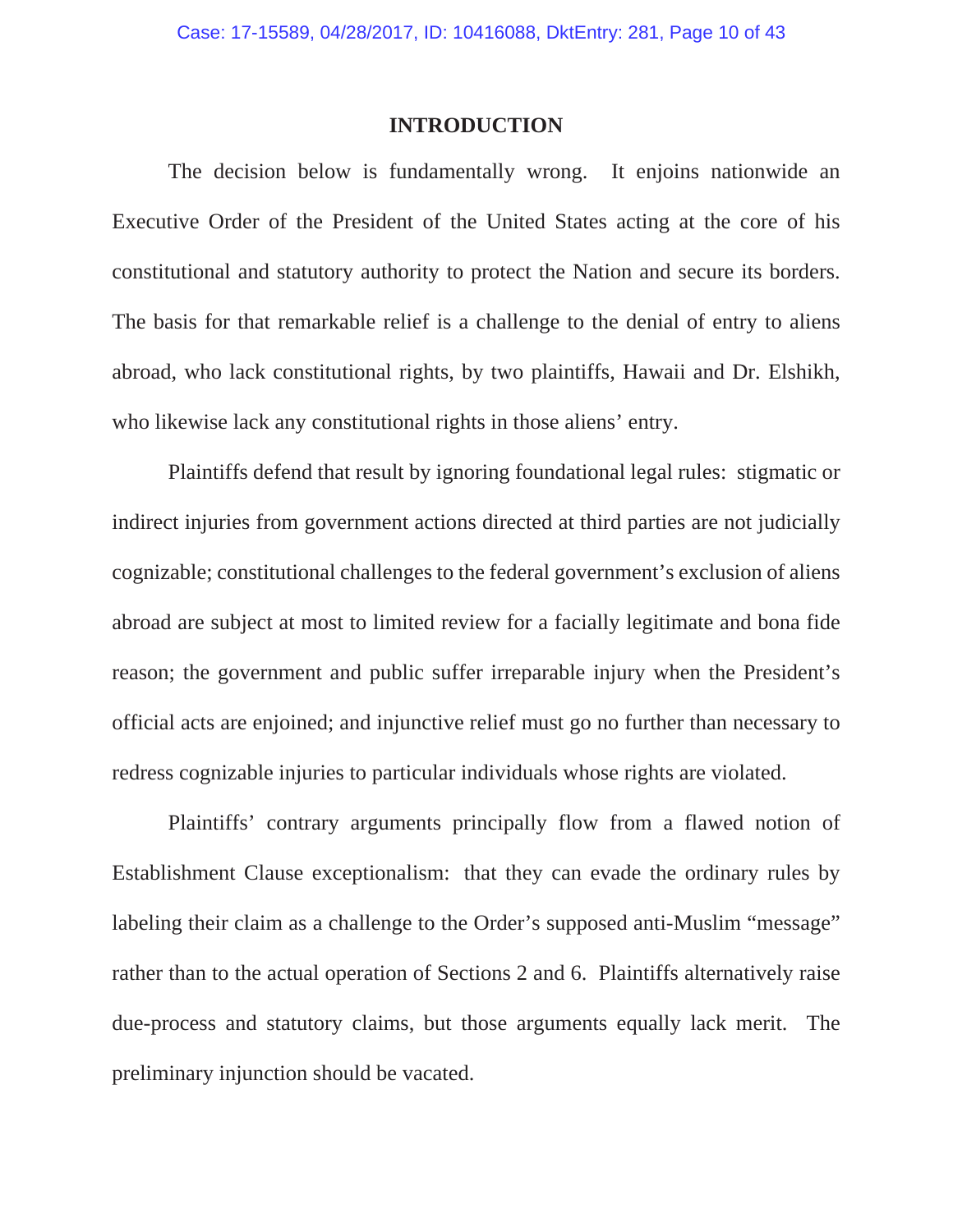# INTRODUCTION

The decision below is fundamentally wrong. It enjoins nationwide an Executive Order of the President of the United States acting at the core of his constitutional and statutory authority to protect the Nation and secure its borders. The basis for that remarkable relief is a challenge to the denial of entry to aliens abroad, who lack constitutional rights, by two plaintiffs, Hawaii and Dr. Elshikh, who likewise lack any constitutional rights in those aliens' entry.

Plaintiffs defend that result by ignoring foundational legal rules: stigmatic or indirect injuries from government actions directed at third parties are not judicially cognizable; constitutional challenges to the federal government's exclusion of aliens abroad are subject at most to limited review for a facially legitimate and bona fide reason; the government and public suffer irreparable injury when the President's official acts are enjoined; and injunctive relief must go no further than necessary to redress cognizable injuries to particular individuals whose rights are violated.

Plaintiffs' contrary arguments principally flow from a flawed notion of Establishment Clause exceptionalism: that they can evade the ordinary rules by labeling their claim as a challenge to the Order's supposed anti-Muslim "message" rather than to the actual operation of Sections 2 and 6. Plaintiffs alternatively raise due-process and statutory claims, but those arguments equally lack merit. The preliminary injunction should be vacated.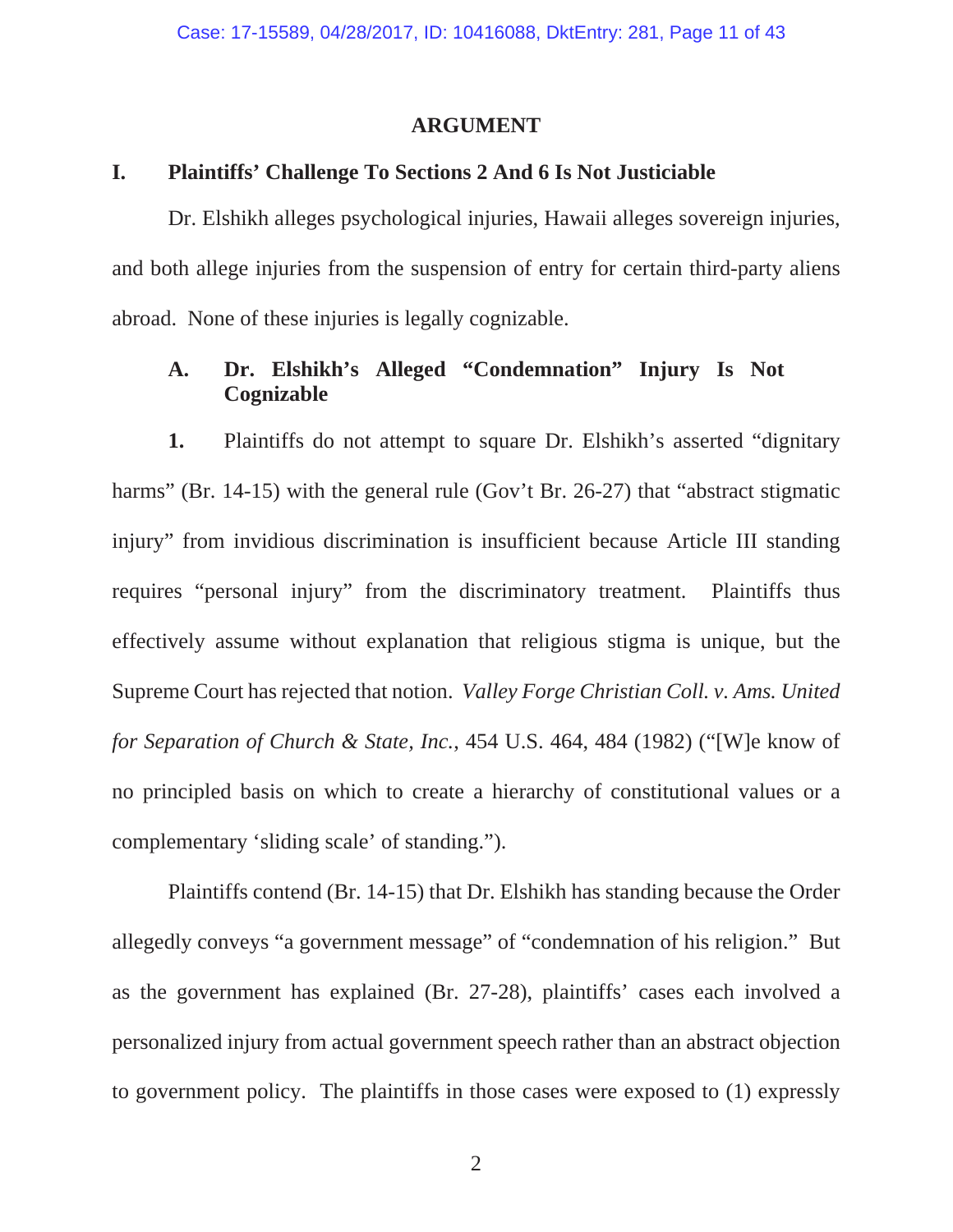# ARGUMENT

## I. Plaintiffs' Challenge To Sections 2 And 6 Is Not Justiciable

Dr. Elshikh alleges psychological injuries, Hawaii alleges sovereign injuries, and both allege injuries from the suspension of entry for certain third-party aliens abroad. None of these injuries is legally cognizable.

### A. Dr. Elshikh's Alleged "Condemnation" Injury Is Not Cognizable

**1.** Plaintiffs do not attempt to square Dr. Elshikh's asserted "dignitary harms" (Br. 14-15) with the general rule (Gov't Br. 26-27) that "abstract stigmatic injury" from invidious discrimination is insufficient because Article III standing requires "personal injury" from the discriminatory treatment. Plaintiffs thus effectively assume without explanation that religious stigma is unique, but the Supreme Court has rejected that notion. *Valley Forge Christian Coll. v. Ams. United for Separation of Church & State, Inc.*, 454 U.S. 464, 484 (1982) ("[W]e know of no principled basis on which to create a hierarchy of constitutional values or a complementary 'sliding scale' of standing.").

Plaintiffs contend (Br. 14-15) that Dr. Elshikh has standing because the Order allegedly conveys "a government message" of "condemnation of his religion." But as the government has explained (Br. 27-28), plaintiffs' cases each involved a personalized injury from actual government speech rather than an abstract objection to government policy. The plaintiffs in those cases were exposed to (1) expressly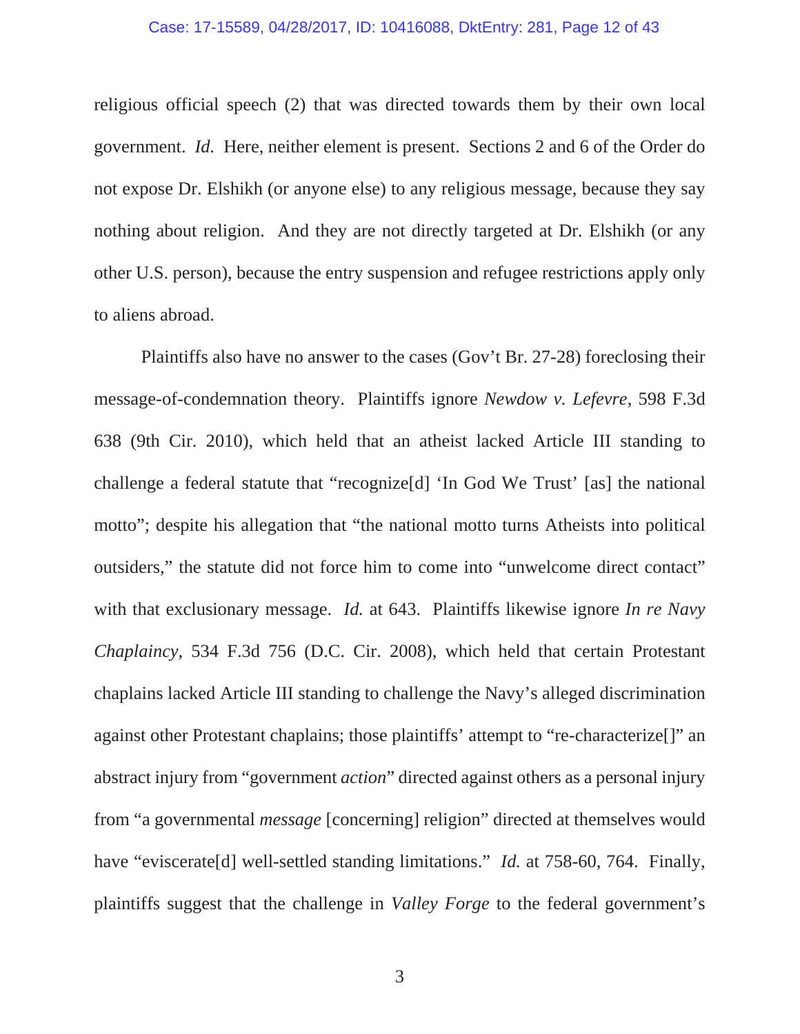religious official speech (2) that was directed towards them by their own local government. *Id.* Here, neither element is present. Sections 2 and 6 of the Order do not expose Dr. Elshikh (or anyone else) to any religious message, because they say nothing about religion. And they are not directly targeted at Dr. Elshikh (or any other U.S. person), because the entry suspension and refugee restrictions apply only to aliens abroad.

Plaintiffs also have no answer to the cases (Gov't Br. 27-28) foreclosing their message-of-condemnation theory. Plaintiffs ignore *Newdow v. Lefevre*, 598 F.3d 638 (9th Cir. 2010), which held that an atheist lacked Article III standing to challenge a federal statute that "recognize[d] 'In God We Trust' [as] the national motto"; despite his allegation that "the national motto turns Atheists into political outsiders," the statute did not force him to come into "unwelcome direct contact" with that exclusionary message. *Id.* at 643. Plaintiffs likewise ignore *In re Navy Chaplaincy*, 534 F.3d 756 (D.C. Cir. 2008), which held that certain Protestant chaplains lacked Article III standing to challenge the Navy's alleged discrimination against other Protestant chaplains; those plaintiffs' attempt to "re-characterize[]" an abstract injury from "government *action*" directed against others as a personal injury from "a governmental *message* [concerning] religion" directed at themselves would have "eviscerate[d] well-settled standing limitations." *Id.* at 758-60, 764. Finally, plaintiffs suggest that the challenge in *Valley Forge* to the federal government's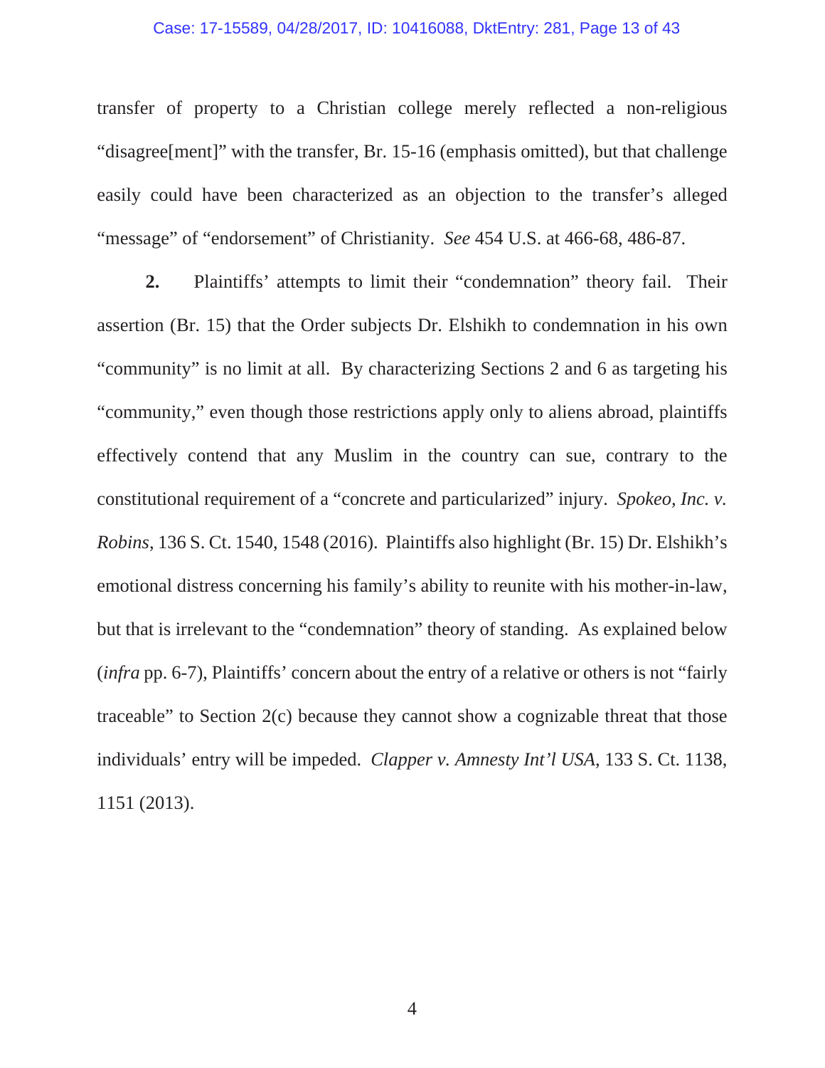transfer of property to a Christian college merely reflected a non-religious "disagree[ment]" with the transfer, Br. 15-16 (emphasis omitted), but that challenge easily could have been characterized as an objection to the transfer's alleged "message" of "endorsement" of Christianity. *See* 454 U.S. at 466-68, 486-87.

**2.** Plaintiffs' attempts to limit their "condemnation" theory fail. Their assertion (Br. 15) that the Order subjects Dr. Elshikh to condemnation in his own "community" is no limit at all. By characterizing Sections 2 and 6 as targeting his "community," even though those restrictions apply only to aliens abroad, plaintiffs effectively contend that any Muslim in the country can sue, contrary to the constitutional requirement of a "concrete and particularized" injury. *Spokeo, Inc. v. Robins*, 136 S. Ct. 1540, 1548 (2016). Plaintiffs also highlight (Br. 15) Dr. Elshikh's emotional distress concerning his family's ability to reunite with his mother-in-law, but that is irrelevant to the "condemnation" theory of standing. As explained below (*infra* pp. 6-7), Plaintiffs' concern about the entry of a relative or others is not "fairly traceable" to Section 2(c) because they cannot show a cognizable threat that those individuals' entry will be impeded. *Clapper v. Amnesty Int'l USA*, 133 S. Ct. 1138, 1151 (2013).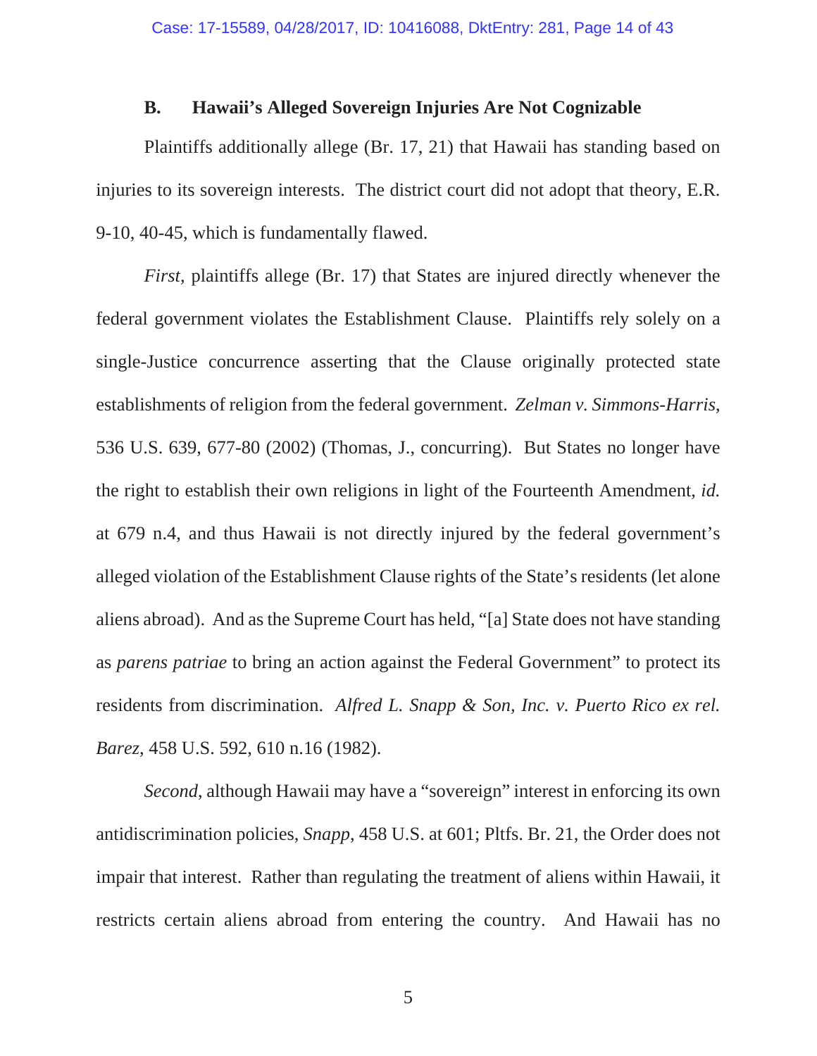### B. Hawaii's Alleged Sovereign Injuries Are Not Cognizable

Plaintiffs additionally allege (Br. 17, 21) that Hawaii has standing based on injuries to its sovereign interests. The district court did not adopt that theory, E.R. 9-10, 40-45, which is fundamentally flawed.

*First*, plaintiffs allege (Br. 17) that States are injured directly whenever the federal government violates the Establishment Clause. Plaintiffs rely solely on a single-Justice concurrence asserting that the Clause originally protected state establishments of religion from the federal government. *Zelman v. Simmons-Harris*, 536 U.S. 639, 677-80 (2002) (Thomas, J., concurring). But States no longer have the right to establish their own religions in light of the Fourteenth Amendment, *id.* at 679 n.4, and thus Hawaii is not directly injured by the federal government's alleged violation of the Establishment Clause rights of the State's residents (let alone aliens abroad). And as the Supreme Court has held, "[a] State does not have standing as *parens patriae* to bring an action against the Federal Government" to protect its residents from discrimination. *Alfred L. Snapp & Son, Inc. v. Puerto Rico ex rel. Barez*, 458 U.S. 592, 610 n.16 (1982).

*Second*, although Hawaii may have a "sovereign" interest in enforcing its own antidiscrimination policies, *Snapp*, 458 U.S. at 601; Pltfs. Br. 21, the Order does not impair that interest. Rather than regulating the treatment of aliens within Hawaii, it restricts certain aliens abroad from entering the country. And Hawaii has no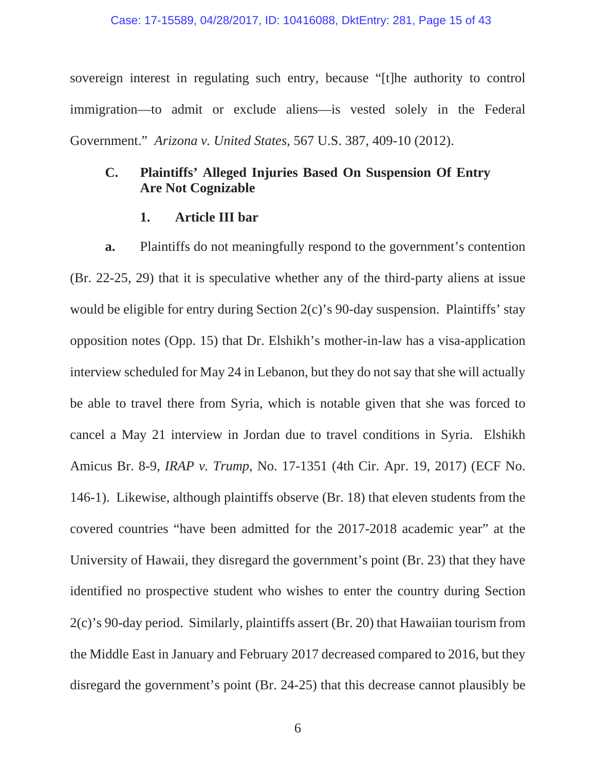sovereign interest in regulating such entry, because "[t]he authority to control immigration—to admit or exclude aliens—is vested solely in the Federal Government." *Arizona v. United States*, 567 U.S. 387, 409-10 (2012).

### C. Plaintiffs' Alleged Injuries Based On Suspension Of Entry Are Not Cognizable

#### 1. Article III bar

**a.** Plaintiffs do not meaningfully respond to the government's contention (Br. 22-25, 29) that it is speculative whether any of the third-party aliens at issue would be eligible for entry during Section 2(c)'s 90-day suspension. Plaintiffs' stay opposition notes (Opp. 15) that Dr. Elshikh's mother-in-law has a visa-application interview scheduled for May 24 in Lebanon, but they do not say that she will actually be able to travel there from Syria, which is notable given that she was forced to cancel a May 21 interview in Jordan due to travel conditions in Syria. Elshikh Amicus Br. 8-9, *IRAP v. Trump*, No. 17-1351 (4th Cir. Apr. 19, 2017) (ECF No. 146-1). Likewise, although plaintiffs observe (Br. 18) that eleven students from the covered countries "have been admitted for the 2017-2018 academic year" at the University of Hawaii, they disregard the government's point (Br. 23) that they have identified no prospective student who wishes to enter the country during Section 2(c)'s 90-day period. Similarly, plaintiffs assert (Br. 20) that Hawaiian tourism from the Middle East in January and February 2017 decreased compared to 2016, but they disregard the government's point (Br. 24-25) that this decrease cannot plausibly be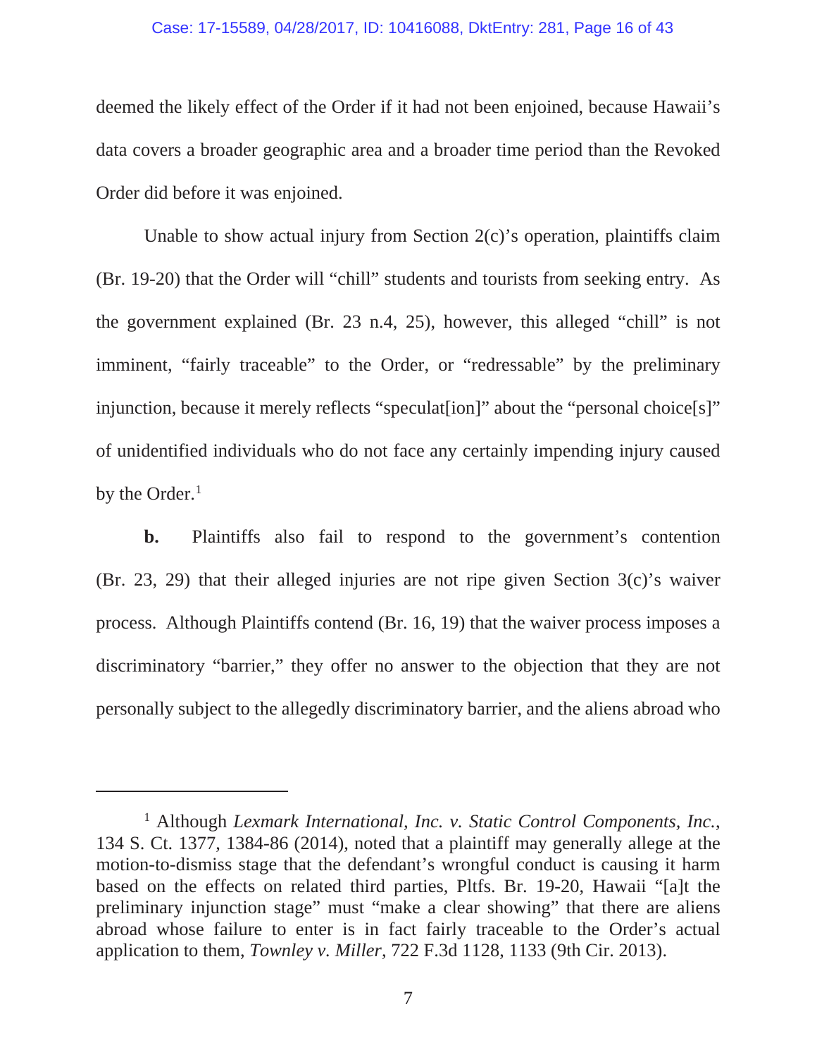deemed the likely effect of the Order if it had not been enjoined, because Hawaii's data covers a broader geographic area and a broader time period than the Revoked Order did before it was enjoined.

Unable to show actual injury from Section 2(c)'s operation, plaintiffs claim (Br. 19-20) that the Order will "chill" students and tourists from seeking entry. As the government explained (Br. 23 n.4, 25), however, this alleged "chill" is not imminent, "fairly traceable" to the Order, or "redressable" by the preliminary injunction, because it merely reflects "speculat[ion]" about the "personal choice[s]" of unidentified individuals who do not face any certainly impending injury caused by the Order.[1]

**b.** Plaintiffs also fail to respond to the government's contention (Br. 23, 29) that their alleged injuries are not ripe given Section 3(c)'s waiver process. Although Plaintiffs contend (Br. 16, 19) that the waiver process imposes a discriminatory "barrier," they offer no answer to the objection that they are not personally subject to the allegedly discriminatory barrier, and the aliens abroad who

---

[1] Although *Lexmark International, Inc. v. Static Control Components, Inc.*, 134 S. Ct. 1377, 1384-86 (2014), noted that a plaintiff may generally allege at the motion-to-dismiss stage that the defendant's wrongful conduct is causing it harm based on the effects on related third parties, Pltfs. Br. 19-20, Hawaii "[a]t the preliminary injunction stage" must "make a clear showing" that there are aliens abroad whose failure to enter is in fact fairly traceable to the Order's actual application to them, *Townley v. Miller*, 722 F.3d 1128, 1133 (9th Cir. 2013).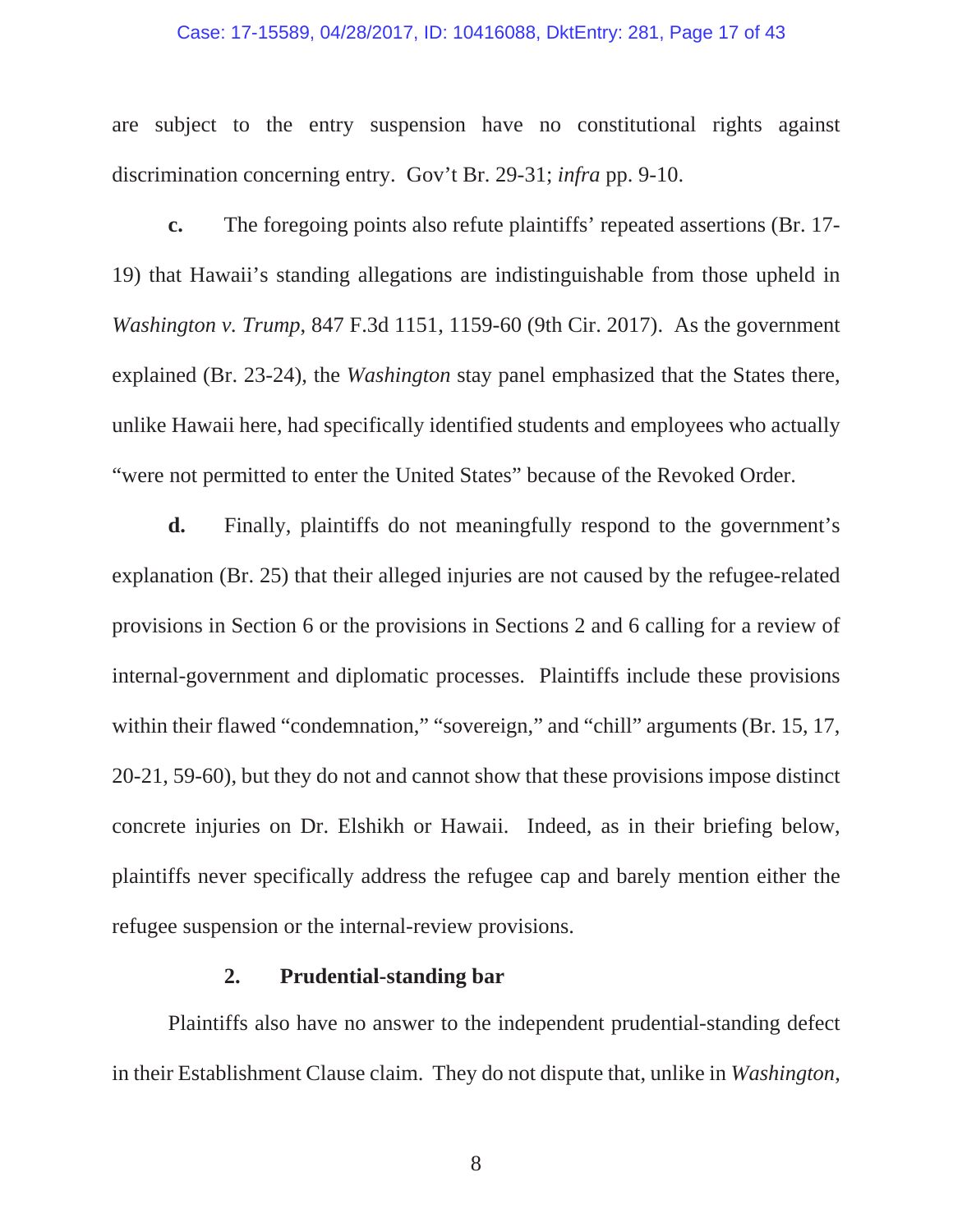are subject to the entry suspension have no constitutional rights against discrimination concerning entry. Gov't Br. 29-31; *infra* pp. 9-10.

**c.** The foregoing points also refute plaintiffs' repeated assertions (Br. 17-19) that Hawaii's standing allegations are indistinguishable from those upheld in *Washington v. Trump*, 847 F.3d 1151, 1159-60 (9th Cir. 2017). As the government explained (Br. 23-24), the *Washington* stay panel emphasized that the States there, unlike Hawaii here, had specifically identified students and employees who actually "were not permitted to enter the United States" because of the Revoked Order.

**d.** Finally, plaintiffs do not meaningfully respond to the government's explanation (Br. 25) that their alleged injuries are not caused by the refugee-related provisions in Section 6 or the provisions in Sections 2 and 6 calling for a review of internal-government and diplomatic processes. Plaintiffs include these provisions within their flawed "condemnation," "sovereign," and "chill" arguments (Br. 15, 17, 20-21, 59-60), but they do not and cannot show that these provisions impose distinct concrete injuries on Dr. Elshikh or Hawaii. Indeed, as in their briefing below, plaintiffs never specifically address the refugee cap and barely mention either the refugee suspension or the internal-review provisions.

### 2. Prudential-standing bar

Plaintiffs also have no answer to the independent prudential-standing defect in their Establishment Clause claim. They do not dispute that, unlike in *Washington*,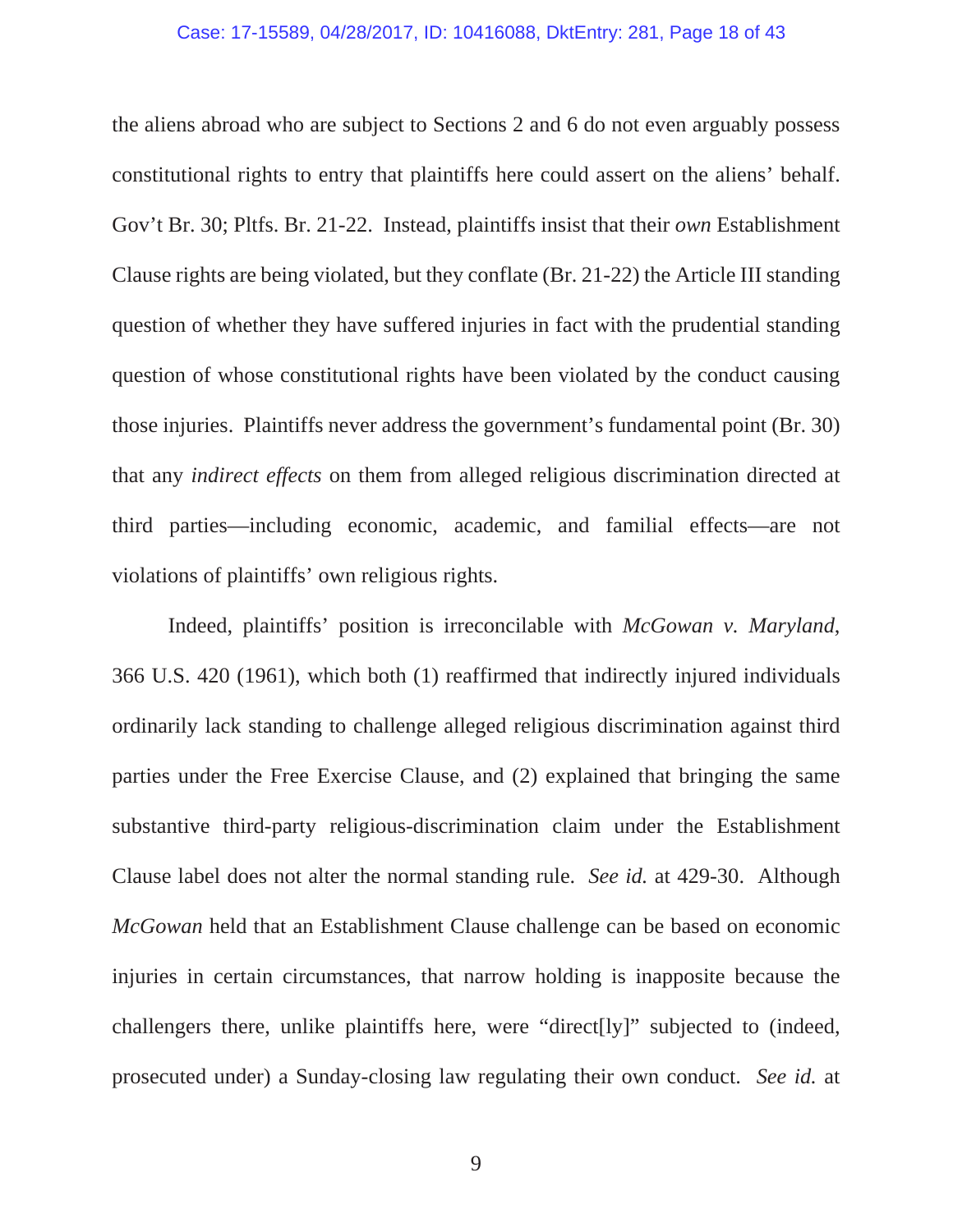the aliens abroad who are subject to Sections 2 and 6 do not even arguably possess constitutional rights to entry that plaintiffs here could assert on the aliens' behalf. Gov't Br. 30; Pltfs. Br. 21-22. Instead, plaintiffs insist that their *own* Establishment Clause rights are being violated, but they conflate (Br. 21-22) the Article III standing question of whether they have suffered injuries in fact with the prudential standing question of whose constitutional rights have been violated by the conduct causing those injuries. Plaintiffs never address the government's fundamental point (Br. 30) that any *indirect effects* on them from alleged religious discrimination directed at third parties—including economic, academic, and familial effects—are not violations of plaintiffs' own religious rights.

Indeed, plaintiffs' position is irreconcilable with *McGowan v. Maryland*, 366 U.S. 420 (1961), which both (1) reaffirmed that indirectly injured individuals ordinarily lack standing to challenge alleged religious discrimination against third parties under the Free Exercise Clause, and (2) explained that bringing the same substantive third-party religious-discrimination claim under the Establishment Clause label does not alter the normal standing rule. *See id.* at 429-30. Although *McGowan* held that an Establishment Clause challenge can be based on economic injuries in certain circumstances, that narrow holding is inapposite because the challengers there, unlike plaintiffs here, were "direct[ly]" subjected to (indeed, prosecuted under) a Sunday-closing law regulating their own conduct. *See id.* at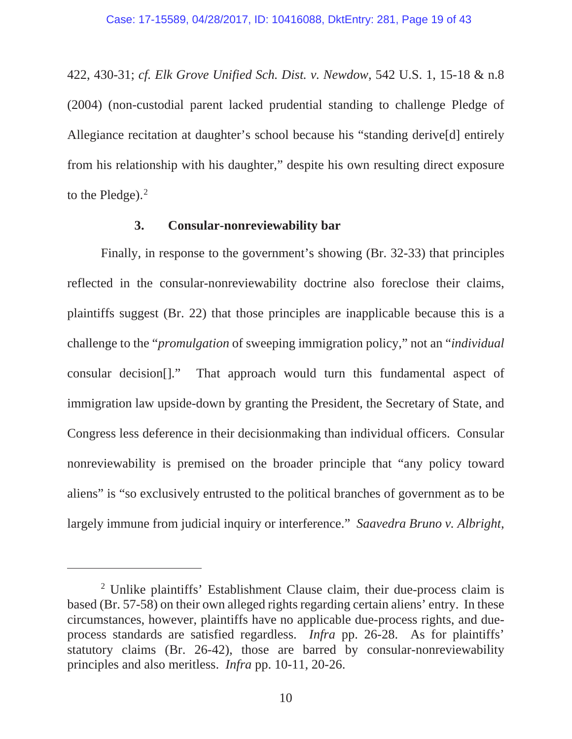422, 430-31; *cf. Elk Grove Unified Sch. Dist. v. Newdow*, 542 U.S. 1, 15-18 & n.8 (2004) (non-custodial parent lacked prudential standing to challenge Pledge of Allegiance recitation at daughter's school because his "standing derive[d] entirely from his relationship with his daughter," despite his own resulting direct exposure to the Pledge).[2]

### 3. Consular-nonreviewability bar

Finally, in response to the government's showing (Br. 32-33) that principles reflected in the consular-nonreviewability doctrine also foreclose their claims, plaintiffs suggest (Br. 22) that those principles are inapplicable because this is a challenge to the "*promulgation* of sweeping immigration policy," not an "*individual* consular decision[]." That approach would turn this fundamental aspect of immigration law upside-down by granting the President, the Secretary of State, and Congress less deference in their decisionmaking than individual officers. Consular nonreviewability is premised on the broader principle that "any policy toward aliens" is "so exclusively entrusted to the political branches of government as to be largely immune from judicial inquiry or interference." *Saavedra Bruno v. Albright*,

---

[2] Unlike plaintiffs' Establishment Clause claim, their due-process claim is based (Br. 57-58) on their own alleged rights regarding certain aliens' entry. In these circumstances, however, plaintiffs have no applicable due-process rights, and due-process standards are satisfied regardless. *Infra* pp. 26-28. As for plaintiffs' statutory claims (Br. 26-42), those are barred by consular-nonreviewability principles and also meritless. *Infra* pp. 10-11, 20-26.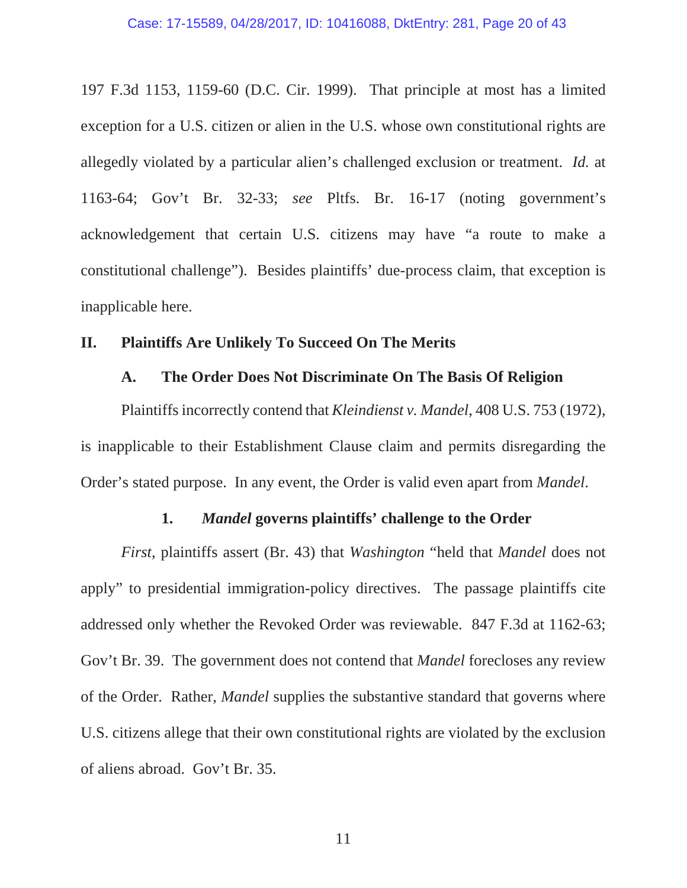197 F.3d 1153, 1159-60 (D.C. Cir. 1999). That principle at most has a limited exception for a U.S. citizen or alien in the U.S. whose own constitutional rights are allegedly violated by a particular alien's challenged exclusion or treatment. *Id.* at 1163-64; Gov't Br. 32-33; *see* Pltfs. Br. 16-17 (noting government's acknowledgement that certain U.S. citizens may have "a route to make a constitutional challenge"). Besides plaintiffs' due-process claim, that exception is inapplicable here.

## II. Plaintiffs Are Unlikely To Succeed On The Merits

### A. The Order Does Not Discriminate On The Basis Of Religion

Plaintiffs incorrectly contend that *Kleindienst v. Mandel,* 408 U.S. 753 (1972), is inapplicable to their Establishment Clause claim and permits disregarding the Order's stated purpose. In any event, the Order is valid even apart from *Mandel*.

#### 1. *Mandel* governs plaintiffs' challenge to the Order

*First*, plaintiffs assert (Br. 43) that *Washington* "held that *Mandel* does not apply" to presidential immigration-policy directives. The passage plaintiffs cite addressed only whether the Revoked Order was reviewable. 847 F.3d at 1162-63; Gov't Br. 39. The government does not contend that *Mandel* forecloses any review of the Order. Rather, *Mandel* supplies the substantive standard that governs where U.S. citizens allege that their own constitutional rights are violated by the exclusion of aliens abroad. Gov't Br. 35.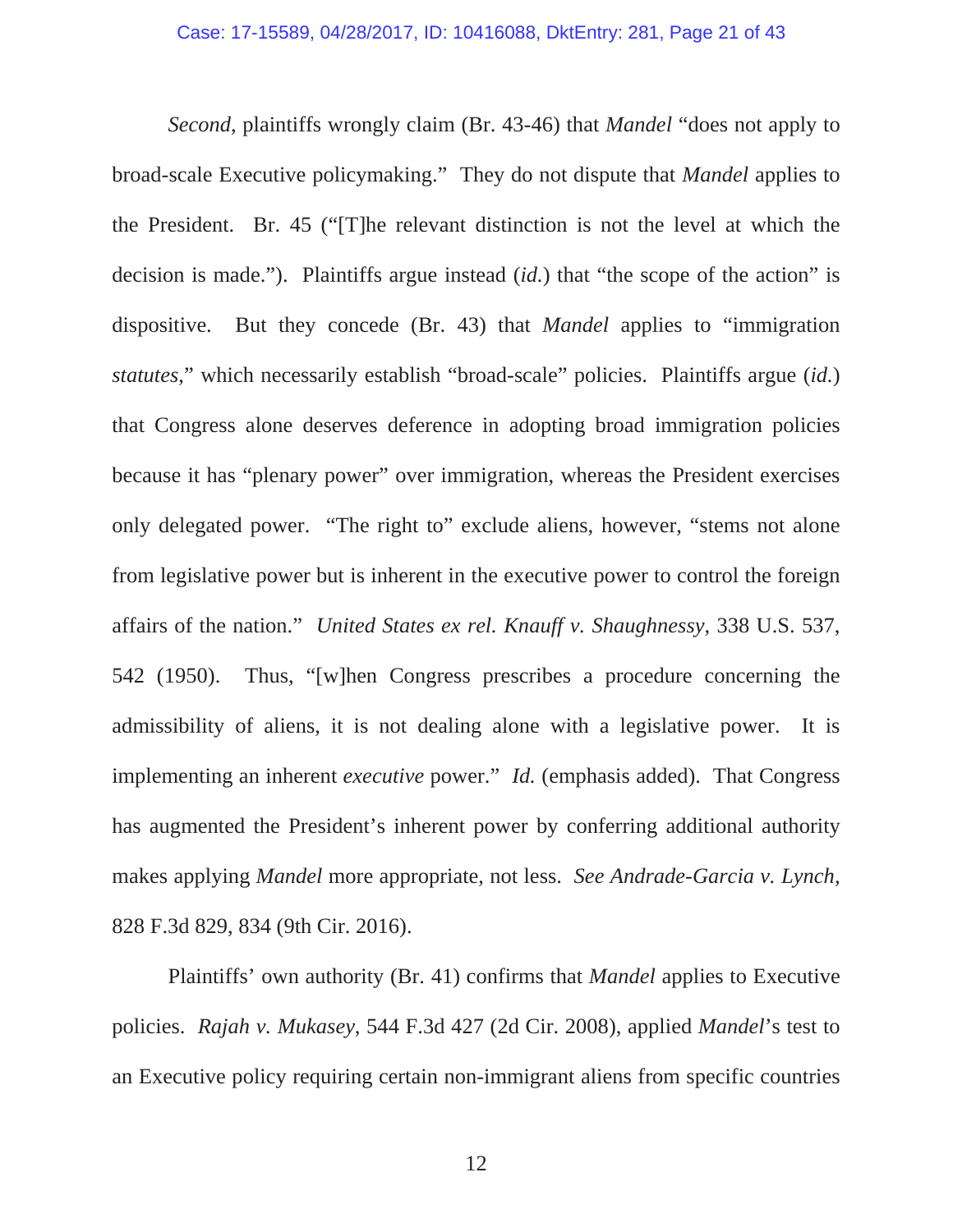*Second*, plaintiffs wrongly claim (Br. 43-46) that *Mandel* "does not apply to broad-scale Executive policymaking." They do not dispute that *Mandel* applies to the President. Br. 45 ("[T]he relevant distinction is not the level at which the decision is made."). Plaintiffs argue instead (*id.*) that "the scope of the action" is dispositive. But they concede (Br. 43) that *Mandel* applies to "immigration *statutes*," which necessarily establish "broad-scale" policies. Plaintiffs argue (*id.*) that Congress alone deserves deference in adopting broad immigration policies because it has "plenary power" over immigration, whereas the President exercises only delegated power. "The right to" exclude aliens, however, "stems not alone from legislative power but is inherent in the executive power to control the foreign affairs of the nation." *United States ex rel. Knauff v. Shaughnessy*, 338 U.S. 537, 542 (1950). Thus, "[w]hen Congress prescribes a procedure concerning the admissibility of aliens, it is not dealing alone with a legislative power. It is implementing an inherent *executive* power." *Id.* (emphasis added). That Congress has augmented the President's inherent power by conferring additional authority makes applying *Mandel* more appropriate, not less. *See Andrade-Garcia v. Lynch*, 828 F.3d 829, 834 (9th Cir. 2016).

Plaintiffs' own authority (Br. 41) confirms that *Mandel* applies to Executive policies. *Rajah v. Mukasey*, 544 F.3d 427 (2d Cir. 2008), applied *Mandel*'s test to an Executive policy requiring certain non-immigrant aliens from specific countries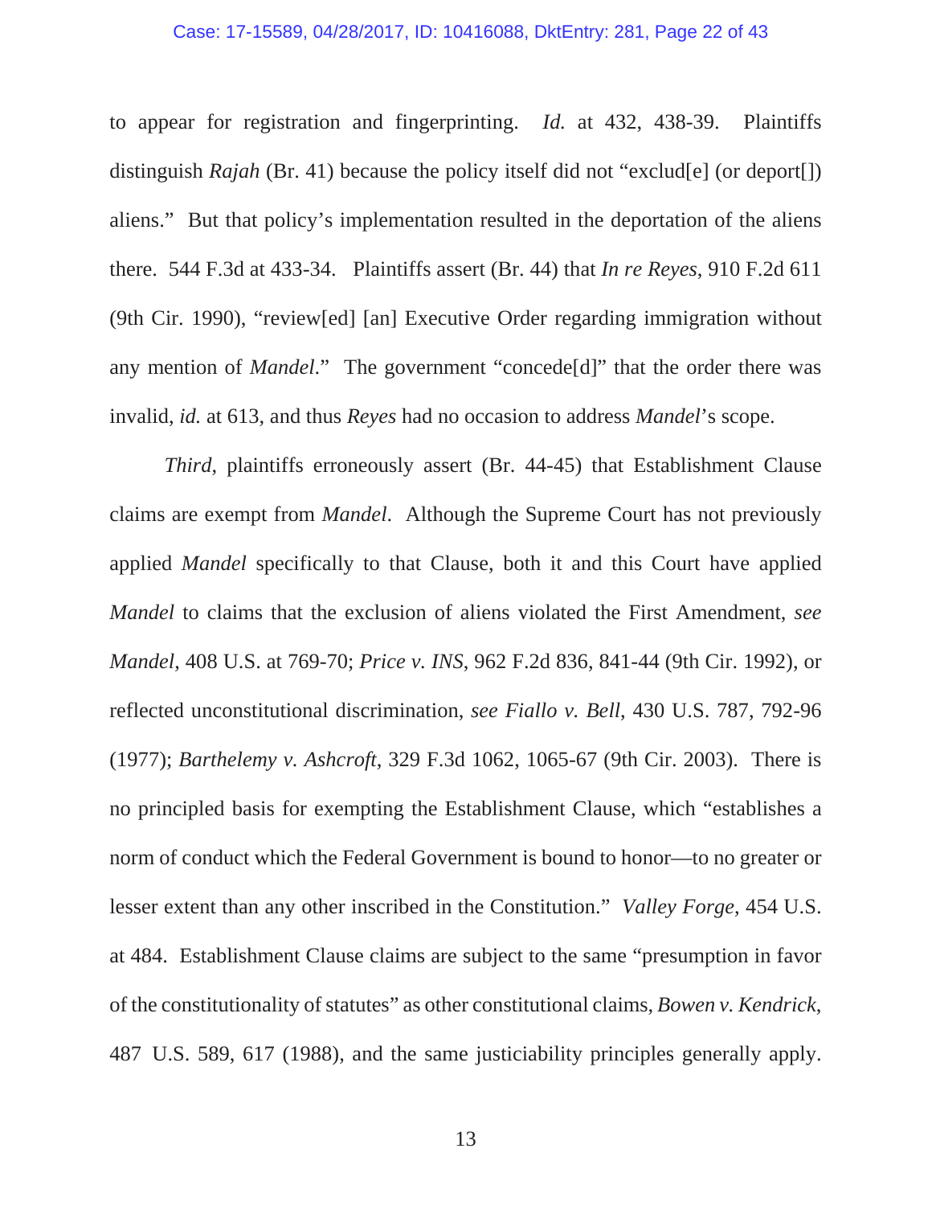to appear for registration and fingerprinting. *Id.* at 432, 438-39. Plaintiffs distinguish *Rajah* (Br. 41) because the policy itself did not "exclud[e] (or deport[]) aliens." But that policy's implementation resulted in the deportation of the aliens there. 544 F.3d at 433-34. Plaintiffs assert (Br. 44) that *In re Reyes*, 910 F.2d 611 (9th Cir. 1990), "review[ed] [an] Executive Order regarding immigration without any mention of *Mandel*." The government "concede[d]" that the order there was invalid, *id.* at 613, and thus *Reyes* had no occasion to address *Mandel*'s scope.

*Third*, plaintiffs erroneously assert (Br. 44-45) that Establishment Clause claims are exempt from *Mandel*. Although the Supreme Court has not previously applied *Mandel* specifically to that Clause, both it and this Court have applied *Mandel* to claims that the exclusion of aliens violated the First Amendment, *see Mandel*, 408 U.S. at 769-70; *Price v. INS*, 962 F.2d 836, 841-44 (9th Cir. 1992), or reflected unconstitutional discrimination, *see Fiallo v. Bell*, 430 U.S. 787, 792-96 (1977); *Barthelemy v. Ashcroft*, 329 F.3d 1062, 1065-67 (9th Cir. 2003). There is no principled basis for exempting the Establishment Clause, which "establishes a norm of conduct which the Federal Government is bound to honor—to no greater or lesser extent than any other inscribed in the Constitution." *Valley Forge*, 454 U.S. at 484. Establishment Clause claims are subject to the same "presumption in favor of the constitutionality of statutes" as other constitutional claims, *Bowen v. Kendrick*, 487 U.S. 589, 617 (1988), and the same justiciability principles generally apply.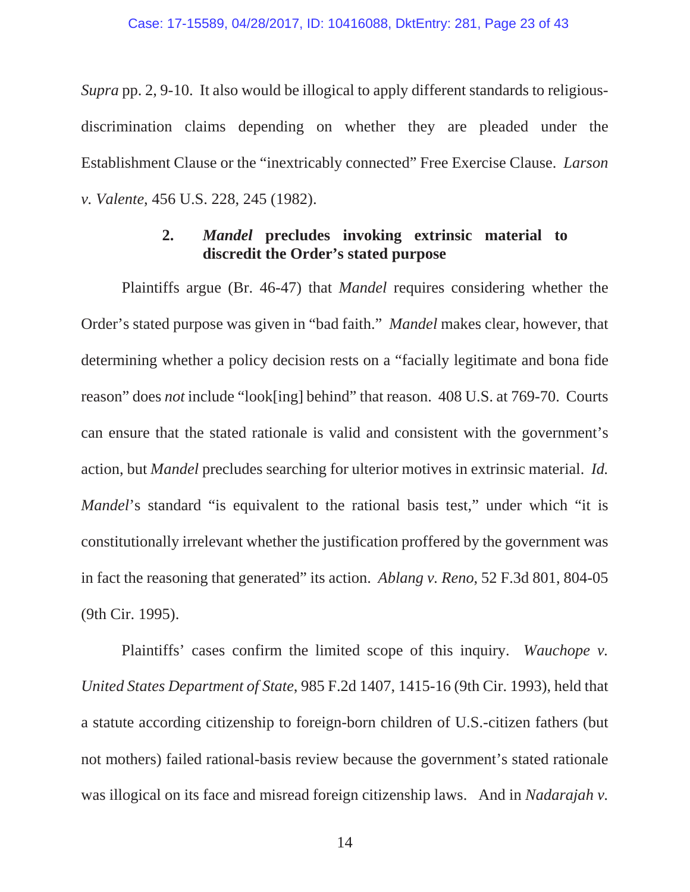*Supra* pp. 2, 9-10. It also would be illogical to apply different standards to religious-discrimination claims depending on whether they are pleaded under the Establishment Clause or the "inextricably connected" Free Exercise Clause. *Larson v. Valente*, 456 U.S. 228, 245 (1982).

#### 2. *Mandel* precludes invoking extrinsic material to discredit the Order's stated purpose

Plaintiffs argue (Br. 46-47) that *Mandel* requires considering whether the Order's stated purpose was given in "bad faith." *Mandel* makes clear, however, that determining whether a policy decision rests on a "facially legitimate and bona fide reason" does *not* include "look[ing] behind" that reason. 408 U.S. at 769-70. Courts can ensure that the stated rationale is valid and consistent with the government's action, but *Mandel* precludes searching for ulterior motives in extrinsic material. *Id.* *Mandel*'s standard "is equivalent to the rational basis test," under which "it is constitutionally irrelevant whether the justification proffered by the government was in fact the reasoning that generated" its action. *Ablang v. Reno*, 52 F.3d 801, 804-05 (9th Cir. 1995).

Plaintiffs' cases confirm the limited scope of this inquiry. *Wauchope v. United States Department of State*, 985 F.2d 1407, 1415-16 (9th Cir. 1993), held that a statute according citizenship to foreign-born children of U.S.-citizen fathers (but not mothers) failed rational-basis review because the government's stated rationale was illogical on its face and misread foreign citizenship laws. And in *Nadarajah v.*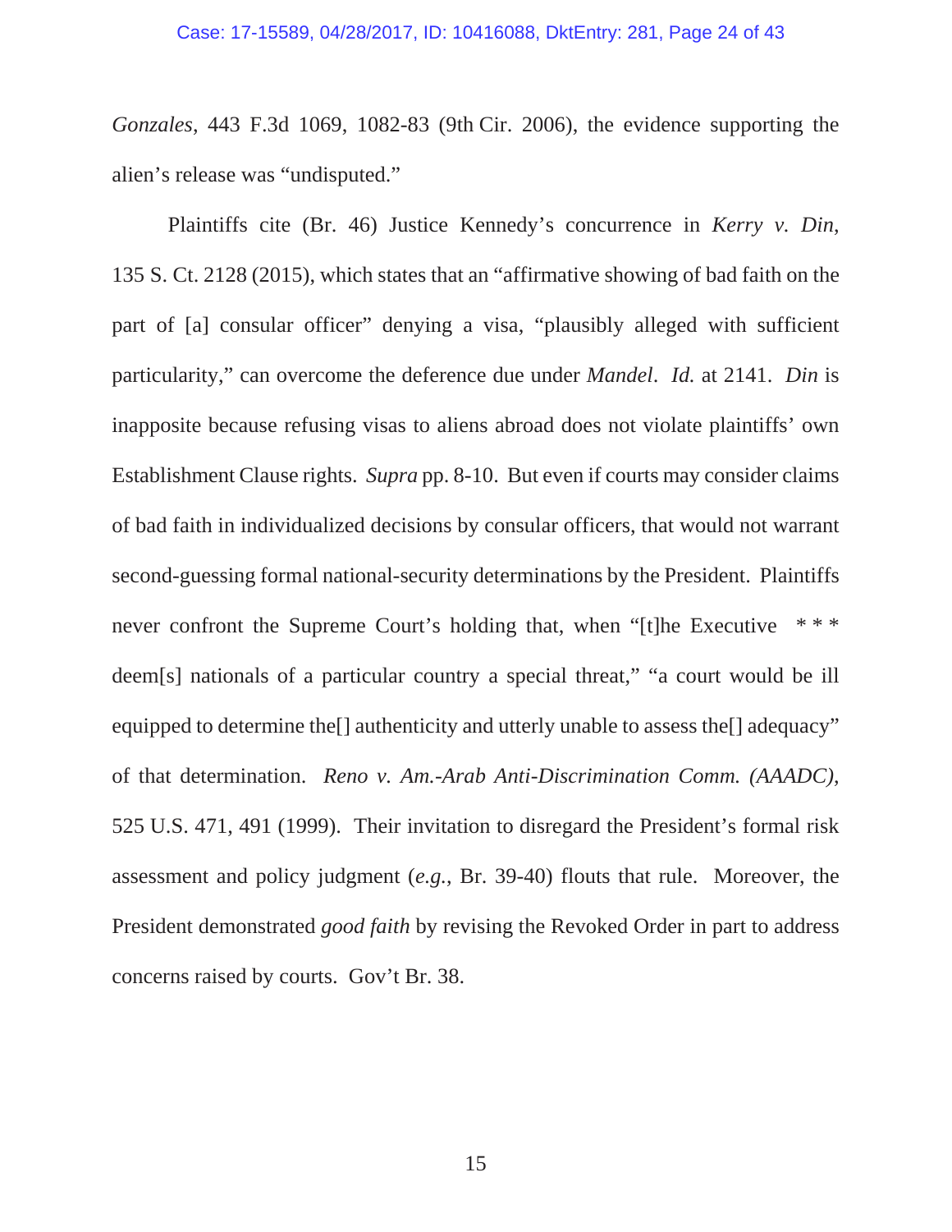*Gonzales*, 443 F.3d 1069, 1082-83 (9th Cir. 2006), the evidence supporting the alien's release was "undisputed."

Plaintiffs cite (Br. 46) Justice Kennedy's concurrence in *Kerry v. Din*, 135 S. Ct. 2128 (2015), which states that an "affirmative showing of bad faith on the part of [a] consular officer" denying a visa, "plausibly alleged with sufficient particularity," can overcome the deference due under *Mandel*. *Id.* at 2141. *Din* is inapposite because refusing visas to aliens abroad does not violate plaintiffs' own Establishment Clause rights. *Supra* pp. 8-10. But even if courts may consider claims of bad faith in individualized decisions by consular officers, that would not warrant second-guessing formal national-security determinations by the President. Plaintiffs never confront the Supreme Court's holding that, when "[t]he Executive * * * deem[s] nationals of a particular country a special threat," "a court would be ill equipped to determine the[] authenticity and utterly unable to assess the[] adequacy" of that determination. *Reno v. Am.-Arab Anti-Discrimination Comm. (AAADC)*, 525 U.S. 471, 491 (1999). Their invitation to disregard the President's formal risk assessment and policy judgment (*e.g.*, Br. 39-40) flouts that rule. Moreover, the President demonstrated *good faith* by revising the Revoked Order in part to address concerns raised by courts. Gov't Br. 38.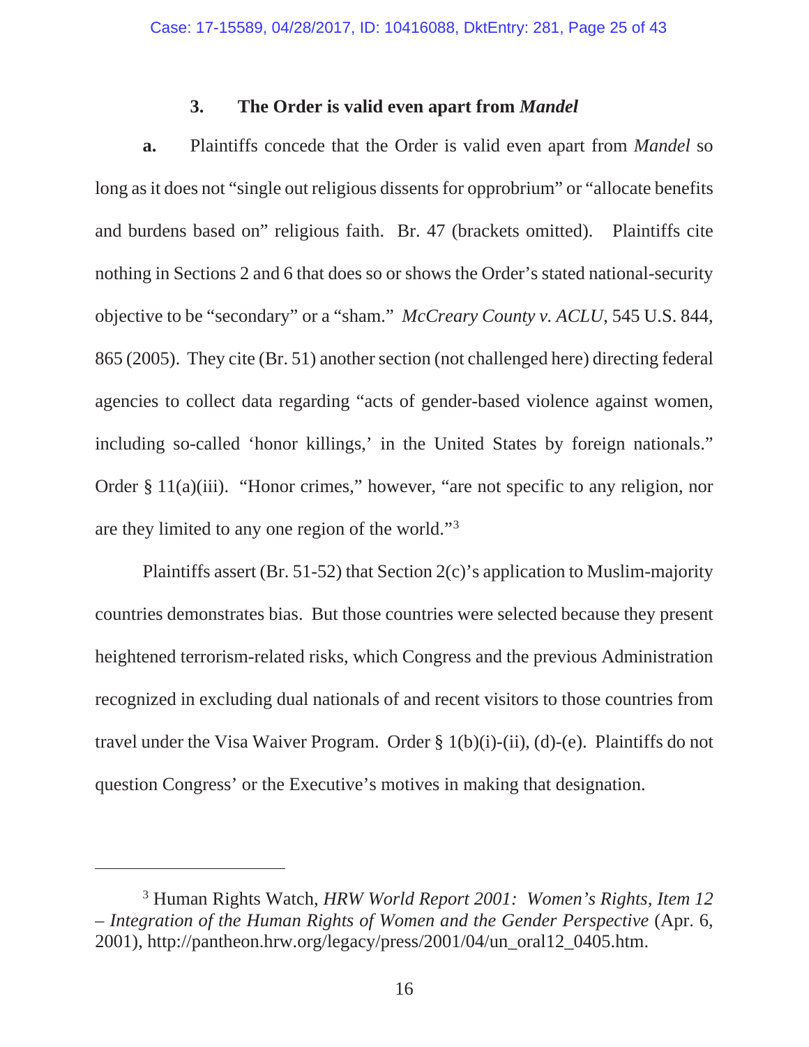### 3. The Order is valid even apart from *Mandel*

**a.** Plaintiffs concede that the Order is valid even apart from *Mandel* so long as it does not "single out religious dissents for opprobrium" or "allocate benefits and burdens based on" religious faith. Br. 47 (brackets omitted). Plaintiffs cite nothing in Sections 2 and 6 that does so or shows the Order's stated national-security objective to be "secondary" or a "sham." *McCreary County v. ACLU*, 545 U.S. 844, 865 (2005). They cite (Br. 51) another section (not challenged here) directing federal agencies to collect data regarding "acts of gender-based violence against women, including so-called 'honor killings,' in the United States by foreign nationals." Order § 11(a)(iii). "Honor crimes," however, "are not specific to any religion, nor are they limited to any one region of the world."[3]

Plaintiffs assert (Br. 51-52) that Section 2(c)'s application to Muslim-majority countries demonstrates bias. But those countries were selected because they present heightened terrorism-related risks, which Congress and the previous Administration recognized in excluding dual nationals of and recent visitors to those countries from travel under the Visa Waiver Program. Order § 1(b)(i)-(ii), (d)-(e). Plaintiffs do not question Congress' or the Executive's motives in making that designation.

---

[3] Human Rights Watch, *HRW World Report 2001: Women's Rights, Item 12 – Integration of the Human Rights of Women and the Gender Perspective* (Apr. 6, 2001), http://pantheon.hrw.org/legacy/press/2001/04/un_oral12_0405.htm.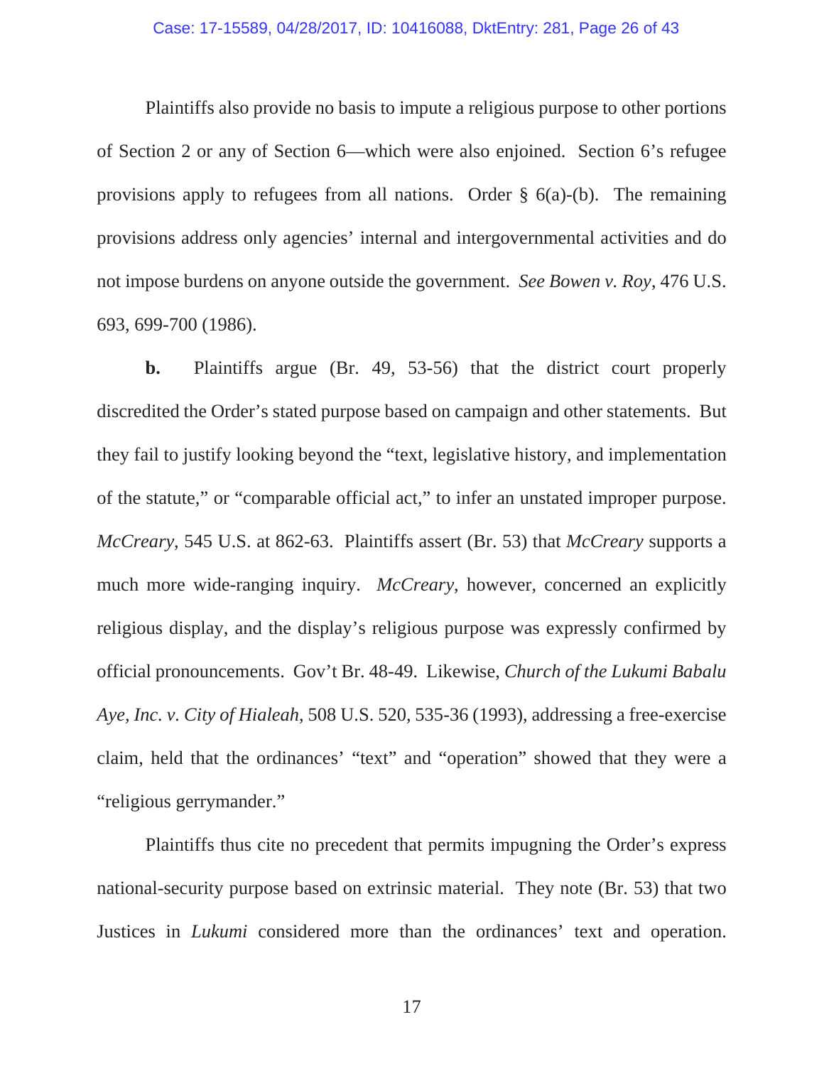Plaintiffs also provide no basis to impute a religious purpose to other portions of Section 2 or any of Section 6—which were also enjoined. Section 6's refugee provisions apply to refugees from all nations. Order § 6(a)-(b). The remaining provisions address only agencies' internal and intergovernmental activities and do not impose burdens on anyone outside the government. *See Bowen v. Roy*, 476 U.S. 693, 699-700 (1986).

**b.** Plaintiffs argue (Br. 49, 53-56) that the district court properly discredited the Order's stated purpose based on campaign and other statements. But they fail to justify looking beyond the "text, legislative history, and implementation of the statute," or "comparable official act," to infer an unstated improper purpose. *McCreary*, 545 U.S. at 862-63. Plaintiffs assert (Br. 53) that *McCreary* supports a much more wide-ranging inquiry. *McCreary*, however, concerned an explicitly religious display, and the display's religious purpose was expressly confirmed by official pronouncements. Gov't Br. 48-49. Likewise, *Church of the Lukumi Babalu Aye, Inc. v. City of Hialeah*, 508 U.S. 520, 535-36 (1993), addressing a free-exercise claim, held that the ordinances' "text" and "operation" showed that they were a "religious gerrymander."

Plaintiffs thus cite no precedent that permits impugning the Order's express national-security purpose based on extrinsic material. They note (Br. 53) that two Justices in *Lukumi* considered more than the ordinances' text and operation.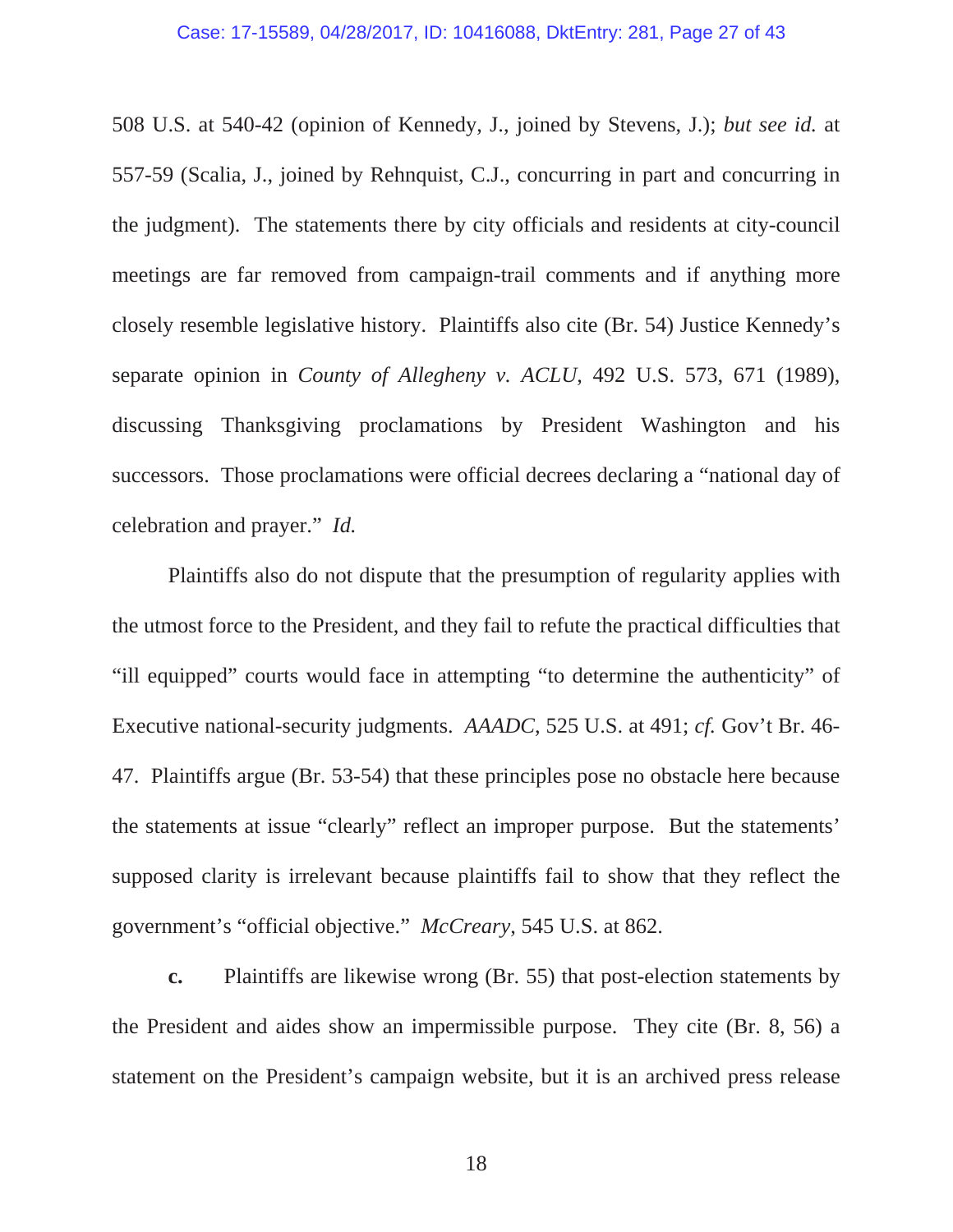508 U.S. at 540-42 (opinion of Kennedy, J., joined by Stevens, J.); *but see id.* at 557-59 (Scalia, J., joined by Rehnquist, C.J., concurring in part and concurring in the judgment). The statements there by city officials and residents at city-council meetings are far removed from campaign-trail comments and if anything more closely resemble legislative history. Plaintiffs also cite (Br. 54) Justice Kennedy's separate opinion in *County of Allegheny v. ACLU*, 492 U.S. 573, 671 (1989), discussing Thanksgiving proclamations by President Washington and his successors. Those proclamations were official decrees declaring a "national day of celebration and prayer." *Id.*

Plaintiffs also do not dispute that the presumption of regularity applies with the utmost force to the President, and they fail to refute the practical difficulties that "ill equipped" courts would face in attempting "to determine the authenticity" of Executive national-security judgments. *AAADC*, 525 U.S. at 491; *cf.* Gov't Br. 46-47. Plaintiffs argue (Br. 53-54) that these principles pose no obstacle here because the statements at issue "clearly" reflect an improper purpose. But the statements' supposed clarity is irrelevant because plaintiffs fail to show that they reflect the government's "official objective." *McCreary*, 545 U.S. at 862.

**c.** Plaintiffs are likewise wrong (Br. 55) that post-election statements by the President and aides show an impermissible purpose. They cite (Br. 8, 56) a statement on the President's campaign website, but it is an archived press release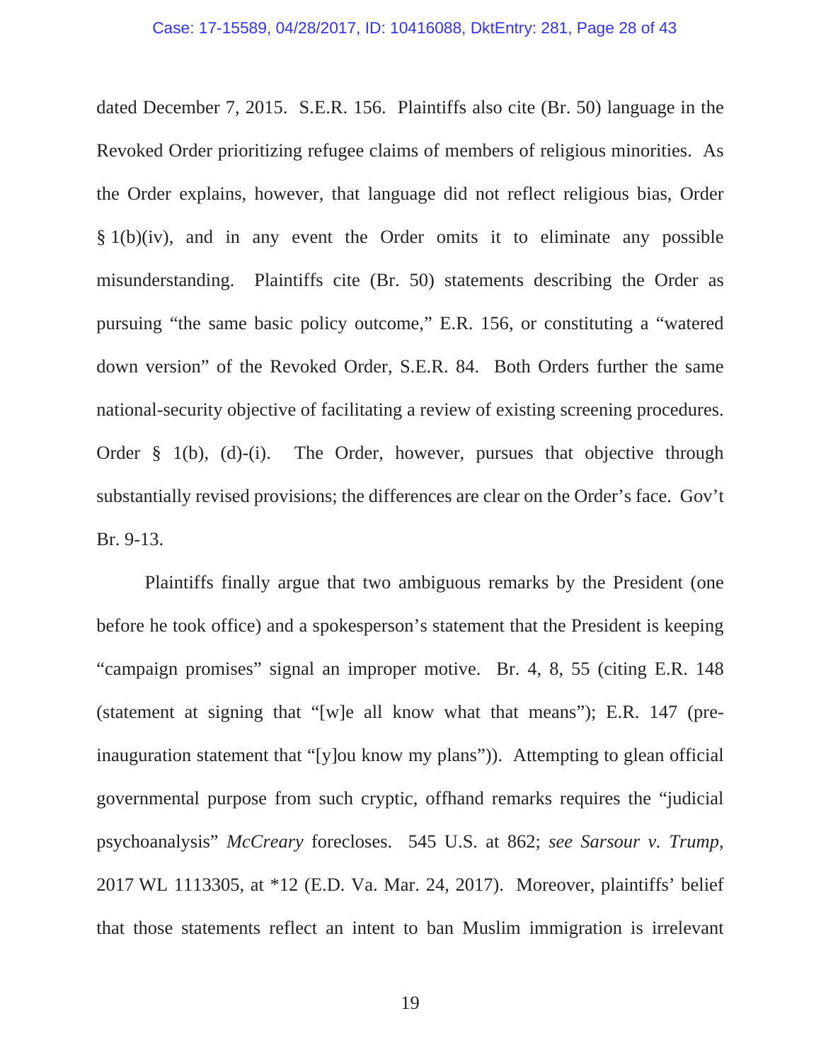dated December 7, 2015. S.E.R. 156. Plaintiffs also cite (Br. 50) language in the Revoked Order prioritizing refugee claims of members of religious minorities. As the Order explains, however, that language did not reflect religious bias, Order § 1(b)(iv), and in any event the Order omits it to eliminate any possible misunderstanding. Plaintiffs cite (Br. 50) statements describing the Order as pursuing "the same basic policy outcome," E.R. 156, or constituting a "watered down version" of the Revoked Order, S.E.R. 84. Both Orders further the same national-security objective of facilitating a review of existing screening procedures. Order § 1(b), (d)-(i). The Order, however, pursues that objective through substantially revised provisions; the differences are clear on the Order's face. Gov't Br. 9-13.

Plaintiffs finally argue that two ambiguous remarks by the President (one before he took office) and a spokesperson's statement that the President is keeping "campaign promises" signal an improper motive. Br. 4, 8, 55 (citing E.R. 148 (statement at signing that "[w]e all know what that means"); E.R. 147 (pre-inauguration statement that "[y]ou know my plans")). Attempting to glean official governmental purpose from such cryptic, offhand remarks requires the "judicial psychoanalysis" *McCreary* forecloses. 545 U.S. at 862; *see Sarsour v. Trump*, 2017 WL 1113305, at *12 (E.D. Va. Mar. 24, 2017). Moreover, plaintiffs' belief that those statements reflect an intent to ban Muslim immigration is irrelevant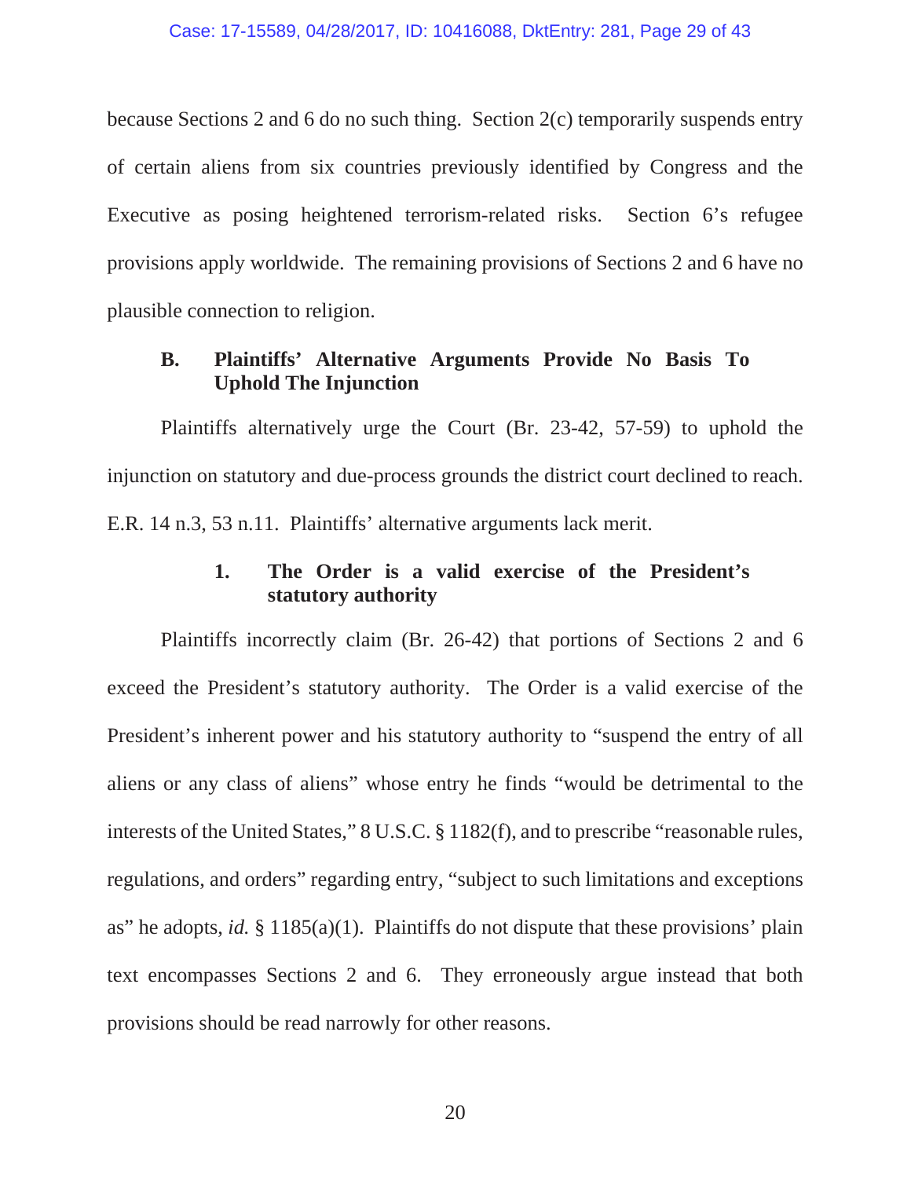because Sections 2 and 6 do no such thing. Section 2(c) temporarily suspends entry of certain aliens from six countries previously identified by Congress and the Executive as posing heightened terrorism-related risks. Section 6's refugee provisions apply worldwide. The remaining provisions of Sections 2 and 6 have no plausible connection to religion.

### B. Plaintiffs' Alternative Arguments Provide No Basis To Uphold The Injunction

Plaintiffs alternatively urge the Court (Br. 23-42, 57-59) to uphold the injunction on statutory and due-process grounds the district court declined to reach. E.R. 14 n.3, 53 n.11. Plaintiffs' alternative arguments lack merit.

#### 1. The Order is a valid exercise of the President's statutory authority

Plaintiffs incorrectly claim (Br. 26-42) that portions of Sections 2 and 6 exceed the President's statutory authority. The Order is a valid exercise of the President's inherent power and his statutory authority to "suspend the entry of all aliens or any class of aliens" whose entry he finds "would be detrimental to the interests of the United States," 8 U.S.C. § 1182(f), and to prescribe "reasonable rules, regulations, and orders" regarding entry, "subject to such limitations and exceptions as" he adopts, *id.* § 1185(a)(1). Plaintiffs do not dispute that these provisions' plain text encompasses Sections 2 and 6. They erroneously argue instead that both provisions should be read narrowly for other reasons.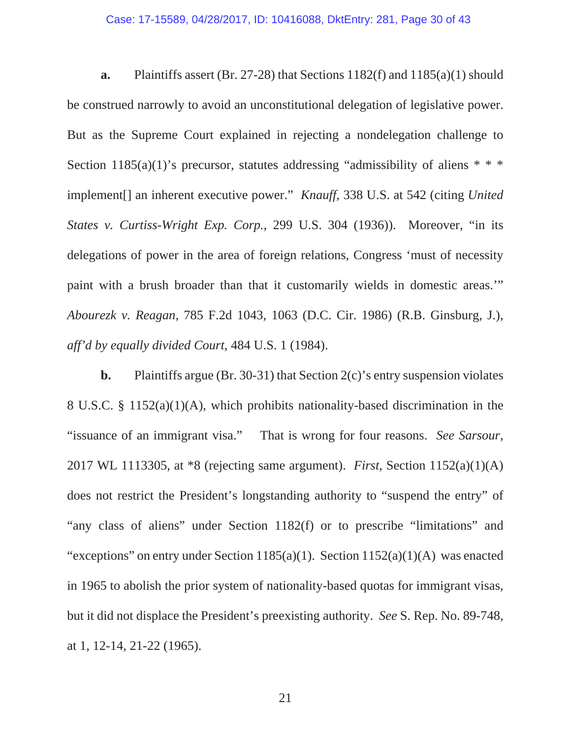**a.** Plaintiffs assert (Br. 27-28) that Sections 1182(f) and 1185(a)(1) should be construed narrowly to avoid an unconstitutional delegation of legislative power. But as the Supreme Court explained in rejecting a nondelegation challenge to Section 1185(a)(1)'s precursor, statutes addressing "admissibility of aliens * * * implement[] an inherent executive power." *Knauff*, 338 U.S. at 542 (citing *United States v. Curtiss-Wright Exp. Corp.*, 299 U.S. 304 (1936)). Moreover, "in its delegations of power in the area of foreign relations, Congress 'must of necessity paint with a brush broader than that it customarily wields in domestic areas.'" *Abourezk v. Reagan*, 785 F.2d 1043, 1063 (D.C. Cir. 1986) (R.B. Ginsburg, J.), *aff'd by equally divided Court*, 484 U.S. 1 (1984).

**b.** Plaintiffs argue (Br. 30-31) that Section 2(c)'s entry suspension violates 8 U.S.C. § 1152(a)(1)(A), which prohibits nationality-based discrimination in the "issuance of an immigrant visa." That is wrong for four reasons. *See Sarsour*, 2017 WL 1113305, at *8 (rejecting same argument). *First*, Section 1152(a)(1)(A) does not restrict the President's longstanding authority to "suspend the entry" of "any class of aliens" under Section 1182(f) or to prescribe "limitations" and "exceptions" on entry under Section 1185(a)(1). Section 1152(a)(1)(A) was enacted in 1965 to abolish the prior system of nationality-based quotas for immigrant visas, but it did not displace the President's preexisting authority. *See* S. Rep. No. 89-748, at 1, 12-14, 21-22 (1965).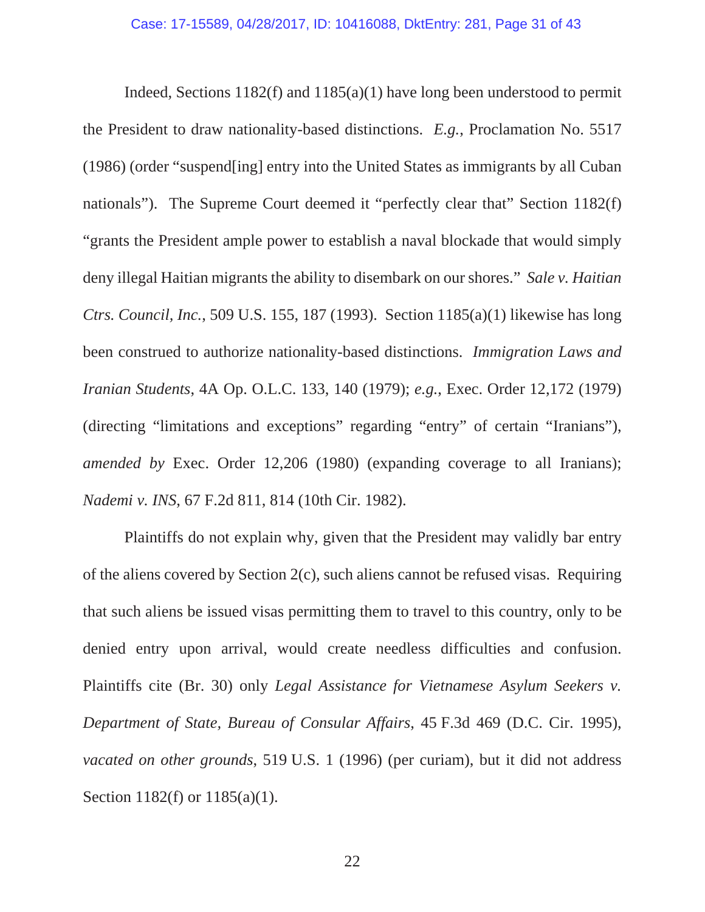Indeed, Sections 1182(f) and 1185(a)(1) have long been understood to permit the President to draw nationality-based distinctions. *E.g.*, Proclamation No. 5517 (1986) (order "suspend[ing] entry into the United States as immigrants by all Cuban nationals"). The Supreme Court deemed it "perfectly clear that" Section 1182(f) "grants the President ample power to establish a naval blockade that would simply deny illegal Haitian migrants the ability to disembark on our shores." *Sale v. Haitian Ctrs. Council, Inc.*, 509 U.S. 155, 187 (1993). Section 1185(a)(1) likewise has long been construed to authorize nationality-based distinctions. *Immigration Laws and Iranian Students*, 4A Op. O.L.C. 133, 140 (1979); *e.g.*, Exec. Order 12,172 (1979) (directing "limitations and exceptions" regarding "entry" of certain "Iranians"), *amended by* Exec. Order 12,206 (1980) (expanding coverage to all Iranians); *Nademi v. INS*, 67 F.2d 811, 814 (10th Cir. 1982).

Plaintiffs do not explain why, given that the President may validly bar entry of the aliens covered by Section 2(c), such aliens cannot be refused visas. Requiring that such aliens be issued visas permitting them to travel to this country, only to be denied entry upon arrival, would create needless difficulties and confusion. Plaintiffs cite (Br. 30) only *Legal Assistance for Vietnamese Asylum Seekers v. Department of State, Bureau of Consular Affairs*, 45 F.3d 469 (D.C. Cir. 1995), *vacated on other grounds*, 519 U.S. 1 (1996) (per curiam), but it did not address Section 1182(f) or 1185(a)(1).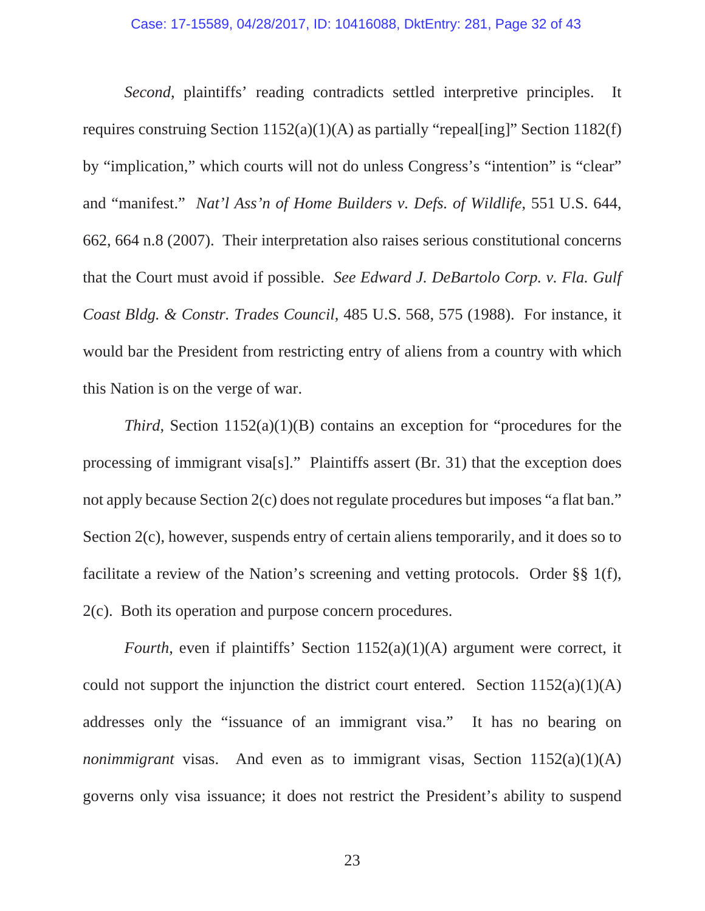*Second*, plaintiffs' reading contradicts settled interpretive principles. It requires construing Section 1152(a)(1)(A) as partially "repeal[ing]" Section 1182(f) by "implication," which courts will not do unless Congress's "intention" is "clear" and "manifest." *Nat'l Ass'n of Home Builders v. Defs. of Wildlife*, 551 U.S. 644, 662, 664 n.8 (2007). Their interpretation also raises serious constitutional concerns that the Court must avoid if possible. *See Edward J. DeBartolo Corp. v. Fla. Gulf Coast Bldg. & Constr. Trades Council*, 485 U.S. 568, 575 (1988). For instance, it would bar the President from restricting entry of aliens from a country with which this Nation is on the verge of war.

*Third*, Section 1152(a)(1)(B) contains an exception for "procedures for the processing of immigrant visa[s]." Plaintiffs assert (Br. 31) that the exception does not apply because Section 2(c) does not regulate procedures but imposes "a flat ban." Section 2(c), however, suspends entry of certain aliens temporarily, and it does so to facilitate a review of the Nation's screening and vetting protocols. Order §§ 1(f), 2(c). Both its operation and purpose concern procedures.

*Fourth*, even if plaintiffs' Section 1152(a)(1)(A) argument were correct, it could not support the injunction the district court entered. Section 1152(a)(1)(A) addresses only the "issuance of an immigrant visa." It has no bearing on *nonimmigrant* visas. And even as to immigrant visas, Section 1152(a)(1)(A) governs only visa issuance; it does not restrict the President's ability to suspend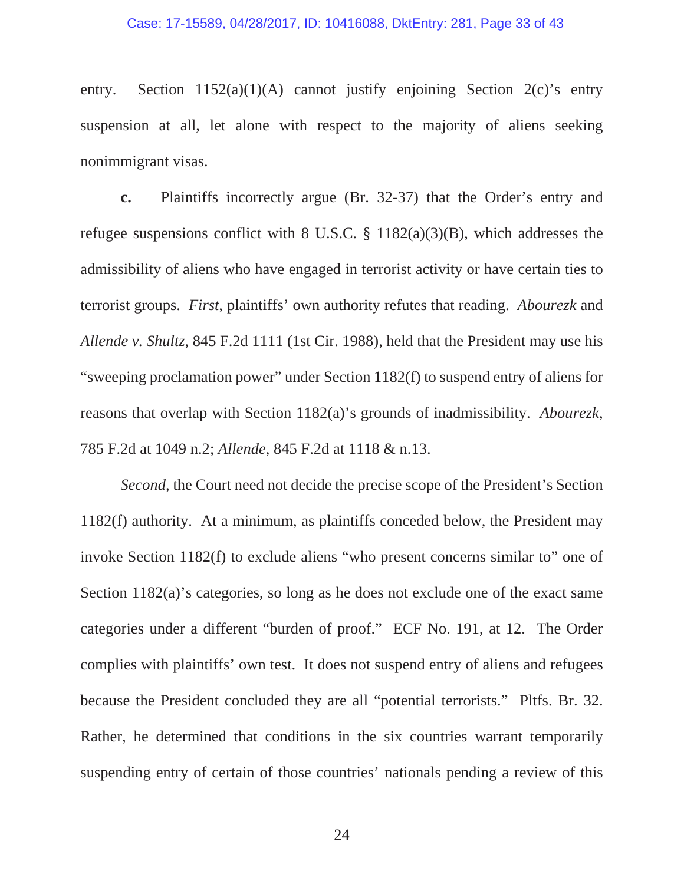entry. Section 1152(a)(1)(A) cannot justify enjoining Section 2(c)'s entry suspension at all, let alone with respect to the majority of aliens seeking nonimmigrant visas.

**c.** Plaintiffs incorrectly argue (Br. 32-37) that the Order's entry and refugee suspensions conflict with 8 U.S.C. § 1182(a)(3)(B), which addresses the admissibility of aliens who have engaged in terrorist activity or have certain ties to terrorist groups. *First*, plaintiffs' own authority refutes that reading. *Abourezk* and *Allende v. Shultz*, 845 F.2d 1111 (1st Cir. 1988), held that the President may use his "sweeping proclamation power" under Section 1182(f) to suspend entry of aliens for reasons that overlap with Section 1182(a)'s grounds of inadmissibility. *Abourezk*, 785 F.2d at 1049 n.2; *Allende*, 845 F.2d at 1118 & n.13.

*Second*, the Court need not decide the precise scope of the President's Section 1182(f) authority. At a minimum, as plaintiffs conceded below, the President may invoke Section 1182(f) to exclude aliens "who present concerns similar to" one of Section 1182(a)'s categories, so long as he does not exclude one of the exact same categories under a different "burden of proof." ECF No. 191, at 12. The Order complies with plaintiffs' own test. It does not suspend entry of aliens and refugees because the President concluded they are all "potential terrorists." Pltfs. Br. 32. Rather, he determined that conditions in the six countries warrant temporarily suspending entry of certain of those countries' nationals pending a review of this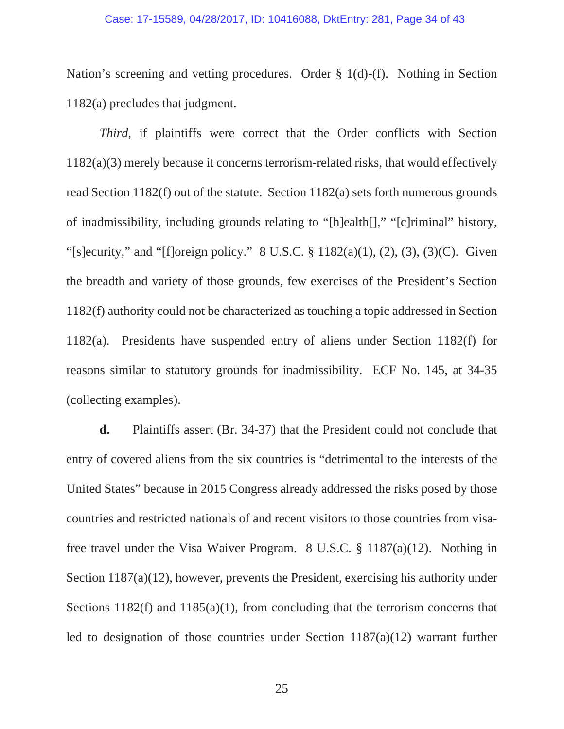Nation's screening and vetting procedures. Order § 1(d)-(f). Nothing in Section 1182(a) precludes that judgment.

*Third*, if plaintiffs were correct that the Order conflicts with Section 1182(a)(3) merely because it concerns terrorism-related risks, that would effectively read Section 1182(f) out of the statute. Section 1182(a) sets forth numerous grounds of inadmissibility, including grounds relating to "[h]ealth[]," "[c]riminal" history, "[s]ecurity," and "[f]oreign policy." 8 U.S.C. § 1182(a)(1), (2), (3), (3)(C). Given the breadth and variety of those grounds, few exercises of the President's Section 1182(f) authority could not be characterized as touching a topic addressed in Section 1182(a). Presidents have suspended entry of aliens under Section 1182(f) for reasons similar to statutory grounds for inadmissibility. ECF No. 145, at 34-35 (collecting examples).

**d.** Plaintiffs assert (Br. 34-37) that the President could not conclude that entry of covered aliens from the six countries is "detrimental to the interests of the United States" because in 2015 Congress already addressed the risks posed by those countries and restricted nationals of and recent visitors to those countries from visa-free travel under the Visa Waiver Program. 8 U.S.C. § 1187(a)(12). Nothing in Section 1187(a)(12), however, prevents the President, exercising his authority under Sections 1182(f) and 1185(a)(1), from concluding that the terrorism concerns that led to designation of those countries under Section 1187(a)(12) warrant further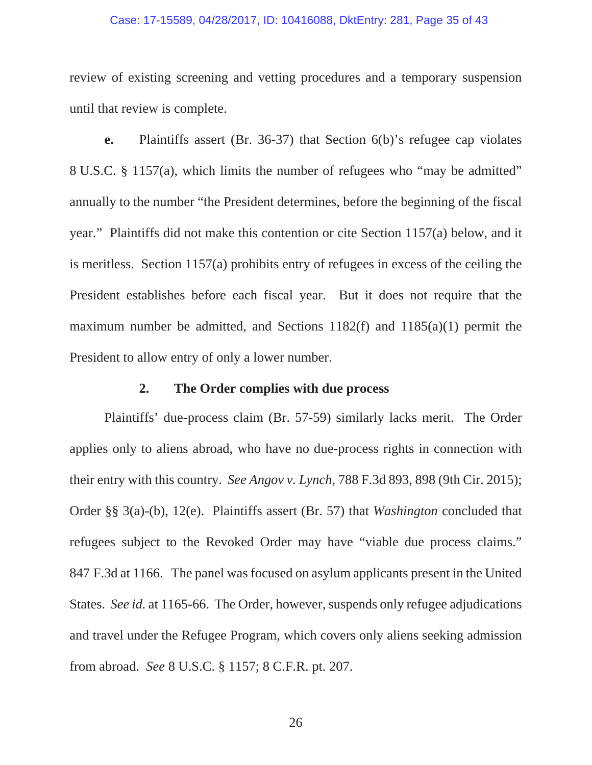review of existing screening and vetting procedures and a temporary suspension until that review is complete.

**e.** Plaintiffs assert (Br. 36-37) that Section 6(b)'s refugee cap violates 8 U.S.C. § 1157(a), which limits the number of refugees who "may be admitted" annually to the number "the President determines, before the beginning of the fiscal year." Plaintiffs did not make this contention or cite Section 1157(a) below, and it is meritless. Section 1157(a) prohibits entry of refugees in excess of the ceiling the President establishes before each fiscal year. But it does not require that the maximum number be admitted, and Sections 1182(f) and 1185(a)(1) permit the President to allow entry of only a lower number.

### 2. The Order complies with due process

Plaintiffs' due-process claim (Br. 57-59) similarly lacks merit. The Order applies only to aliens abroad, who have no due-process rights in connection with their entry with this country. *See Angov v. Lynch*, 788 F.3d 893, 898 (9th Cir. 2015); Order §§ 3(a)-(b), 12(e). Plaintiffs assert (Br. 57) that *Washington* concluded that refugees subject to the Revoked Order may have "viable due process claims." 847 F.3d at 1166. The panel was focused on asylum applicants present in the United States. *See id.* at 1165-66. The Order, however, suspends only refugee adjudications and travel under the Refugee Program, which covers only aliens seeking admission from abroad. *See* 8 U.S.C. § 1157; 8 C.F.R. pt. 207.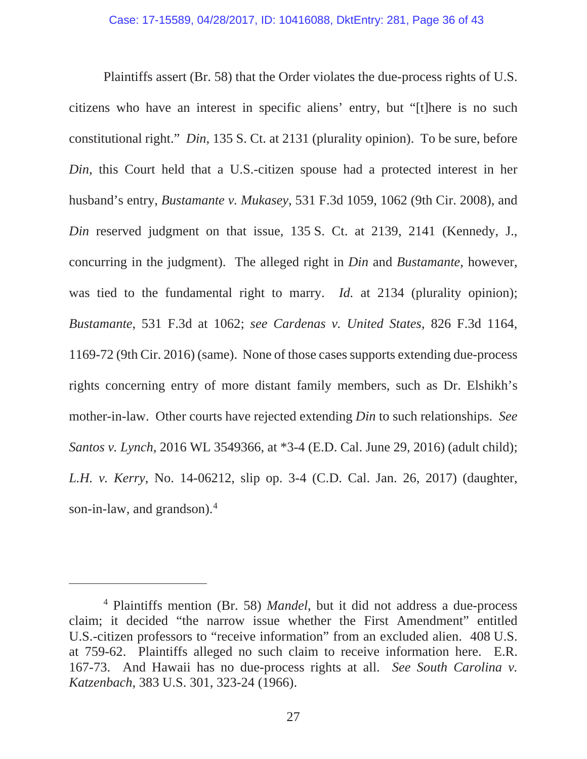Plaintiffs assert (Br. 58) that the Order violates the due-process rights of U.S. citizens who have an interest in specific aliens' entry, but "[t]here is no such constitutional right." *Din*, 135 S. Ct. at 2131 (plurality opinion). To be sure, before *Din*, this Court held that a U.S.-citizen spouse had a protected interest in her husband's entry, *Bustamante v. Mukasey*, 531 F.3d 1059, 1062 (9th Cir. 2008), and *Din* reserved judgment on that issue, 135 S. Ct. at 2139, 2141 (Kennedy, J., concurring in the judgment). The alleged right in *Din* and *Bustamante*, however, was tied to the fundamental right to marry. *Id.* at 2134 (plurality opinion); *Bustamante*, 531 F.3d at 1062; *see Cardenas v. United States*, 826 F.3d 1164, 1169-72 (9th Cir. 2016) (same). None of those cases supports extending due-process rights concerning entry of more distant family members, such as Dr. Elshikh's mother-in-law. Other courts have rejected extending *Din* to such relationships. *See Santos v. Lynch*, 2016 WL 3549366, at *3-4 (E.D. Cal. June 29, 2016) (adult child); *L.H. v. Kerry*, No. 14-06212, slip op. 3-4 (C.D. Cal. Jan. 26, 2017) (daughter, son-in-law, and grandson).[4]

---

[4] Plaintiffs mention (Br. 58) *Mandel*, but it did not address a due-process claim; it decided "the narrow issue whether the First Amendment" entitled U.S.-citizen professors to "receive information" from an excluded alien. 408 U.S. at 759-62. Plaintiffs alleged no such claim to receive information here. E.R. 167-73. And Hawaii has no due-process rights at all. *See South Carolina v. Katzenbach*, 383 U.S. 301, 323-24 (1966).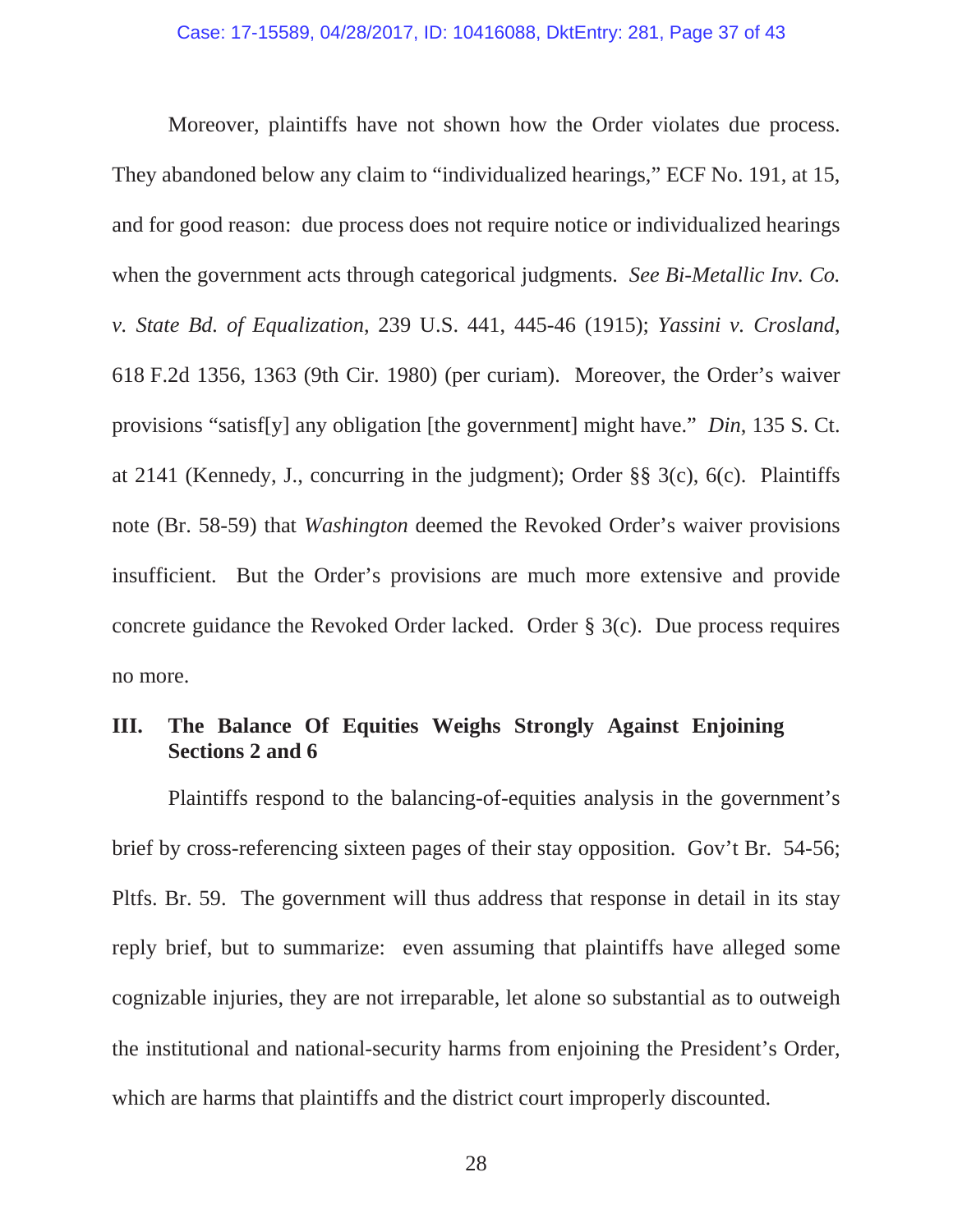Moreover, plaintiffs have not shown how the Order violates due process. They abandoned below any claim to "individualized hearings," ECF No. 191, at 15, and for good reason: due process does not require notice or individualized hearings when the government acts through categorical judgments. *See Bi-Metallic Inv. Co. v. State Bd. of Equalization*, 239 U.S. 441, 445-46 (1915); *Yassini v. Crosland*, 618 F.2d 1356, 1363 (9th Cir. 1980) (per curiam). Moreover, the Order's waiver provisions "satisf[y] any obligation [the government] might have." *Din*, 135 S. Ct. at 2141 (Kennedy, J., concurring in the judgment); Order §§ 3(c), 6(c). Plaintiffs note (Br. 58-59) that *Washington* deemed the Revoked Order's waiver provisions insufficient. But the Order's provisions are much more extensive and provide concrete guidance the Revoked Order lacked. Order § 3(c). Due process requires no more.

## III. The Balance Of Equities Weighs Strongly Against Enjoining Sections 2 and 6

Plaintiffs respond to the balancing-of-equities analysis in the government's brief by cross-referencing sixteen pages of their stay opposition. Gov't Br. 54-56; Pltfs. Br. 59. The government will thus address that response in detail in its stay reply brief, but to summarize: even assuming that plaintiffs have alleged some cognizable injuries, they are not irreparable, let alone so substantial as to outweigh the institutional and national-security harms from enjoining the President's Order, which are harms that plaintiffs and the district court improperly discounted.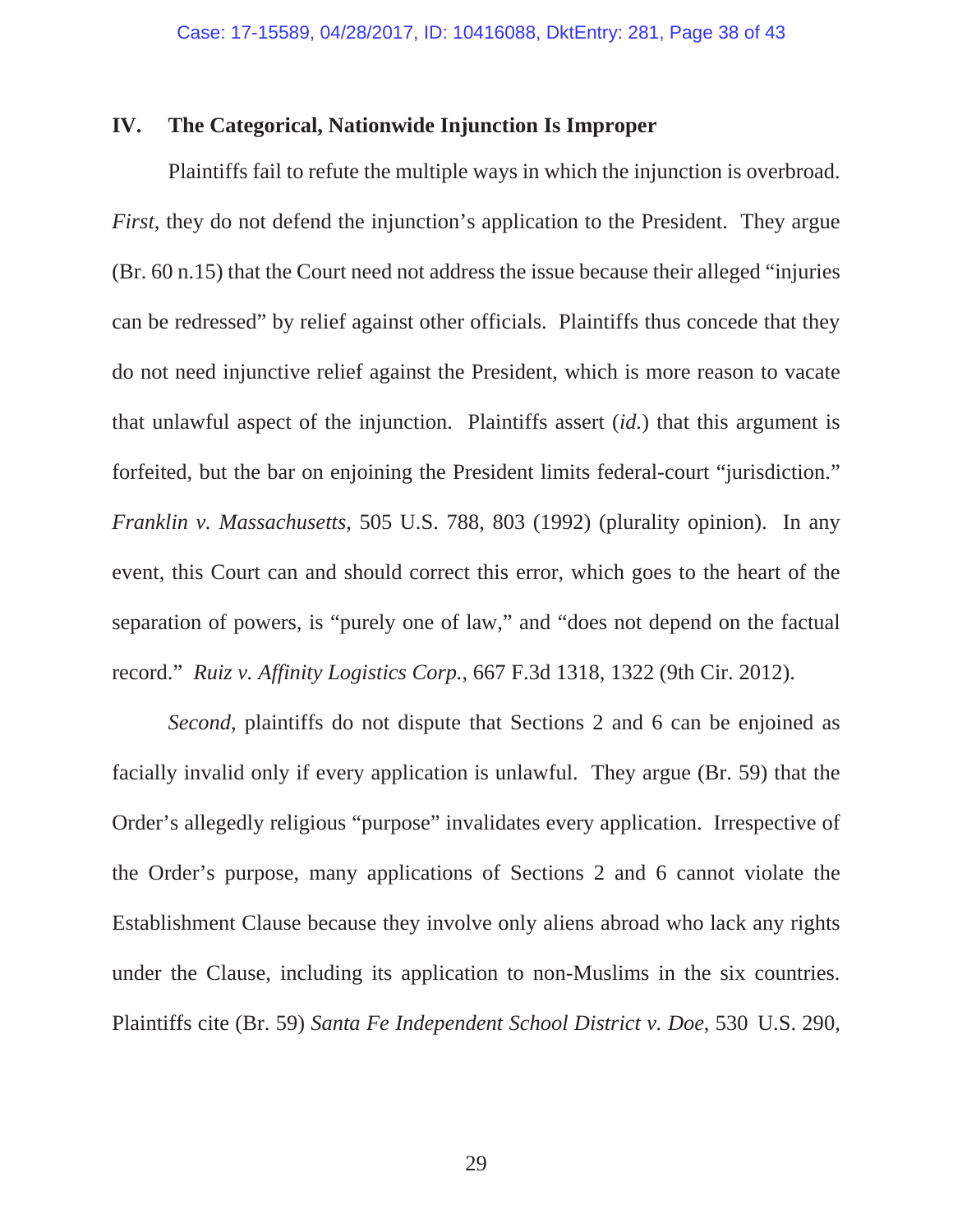## IV. The Categorical, Nationwide Injunction Is Improper

Plaintiffs fail to refute the multiple ways in which the injunction is overbroad. *First*, they do not defend the injunction's application to the President. They argue (Br. 60 n.15) that the Court need not address the issue because their alleged "injuries can be redressed" by relief against other officials. Plaintiffs thus concede that they do not need injunctive relief against the President, which is more reason to vacate that unlawful aspect of the injunction. Plaintiffs assert (*id.*) that this argument is forfeited, but the bar on enjoining the President limits federal-court "jurisdiction." *Franklin v. Massachusetts*, 505 U.S. 788, 803 (1992) (plurality opinion). In any event, this Court can and should correct this error, which goes to the heart of the separation of powers, is "purely one of law," and "does not depend on the factual record." *Ruiz v. Affinity Logistics Corp.*, 667 F.3d 1318, 1322 (9th Cir. 2012).

*Second*, plaintiffs do not dispute that Sections 2 and 6 can be enjoined as facially invalid only if every application is unlawful. They argue (Br. 59) that the Order's allegedly religious "purpose" invalidates every application. Irrespective of the Order's purpose, many applications of Sections 2 and 6 cannot violate the Establishment Clause because they involve only aliens abroad who lack any rights under the Clause, including its application to non-Muslims in the six countries. Plaintiffs cite (Br. 59) *Santa Fe Independent School District v. Doe*, 530 U.S. 290,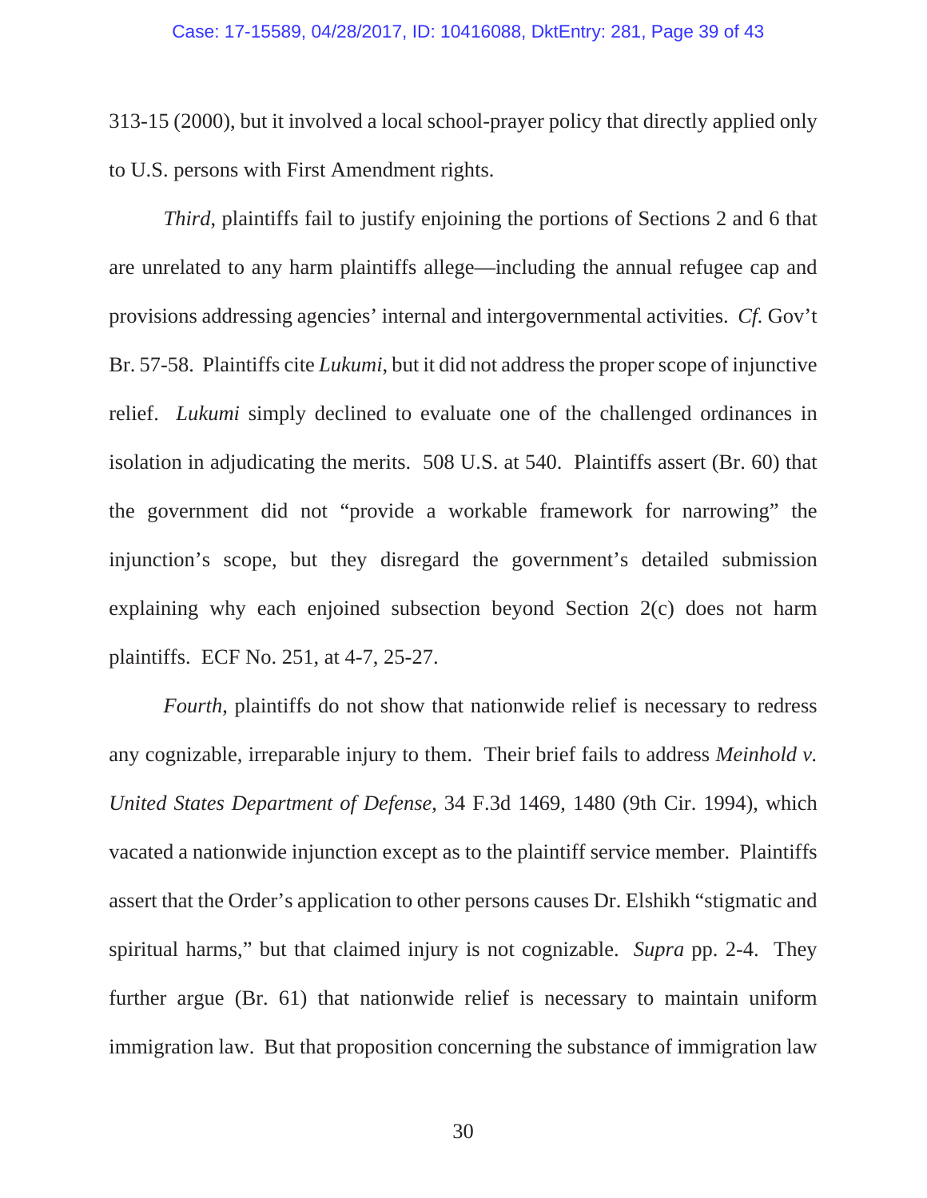313-15 (2000), but it involved a local school-prayer policy that directly applied only to U.S. persons with First Amendment rights.

*Third*, plaintiffs fail to justify enjoining the portions of Sections 2 and 6 that are unrelated to any harm plaintiffs allege—including the annual refugee cap and provisions addressing agencies' internal and intergovernmental activities. *Cf.* Gov't Br. 57-58. Plaintiffs cite *Lukumi*, but it did not address the proper scope of injunctive relief. *Lukumi* simply declined to evaluate one of the challenged ordinances in isolation in adjudicating the merits. 508 U.S. at 540. Plaintiffs assert (Br. 60) that the government did not "provide a workable framework for narrowing" the injunction's scope, but they disregard the government's detailed submission explaining why each enjoined subsection beyond Section 2(c) does not harm plaintiffs. ECF No. 251, at 4-7, 25-27.

*Fourth*, plaintiffs do not show that nationwide relief is necessary to redress any cognizable, irreparable injury to them. Their brief fails to address *Meinhold v. United States Department of Defense,* 34 F.3d 1469, 1480 (9th Cir. 1994), which vacated a nationwide injunction except as to the plaintiff service member. Plaintiffs assert that the Order's application to other persons causes Dr. Elshikh "stigmatic and spiritual harms," but that claimed injury is not cognizable. *Supra* pp. 2-4. They further argue (Br. 61) that nationwide relief is necessary to maintain uniform immigration law. But that proposition concerning the substance of immigration law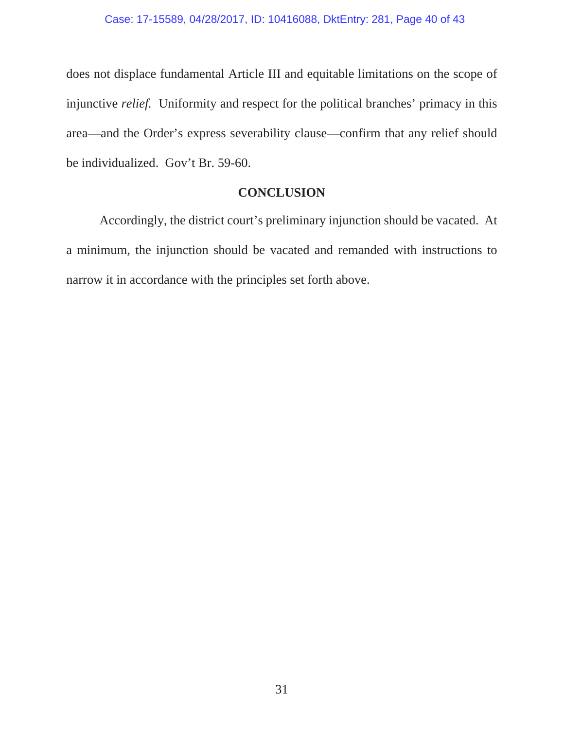does not displace fundamental Article III and equitable limitations on the scope of injunctive *relief.* Uniformity and respect for the political branches' primacy in this area—and the Order's express severability clause—confirm that any relief should be individualized. Gov't Br. 59-60.

## CONCLUSION

Accordingly, the district court's preliminary injunction should be vacated. At a minimum, the injunction should be vacated and remanded with instructions to narrow it in accordance with the principles set forth above.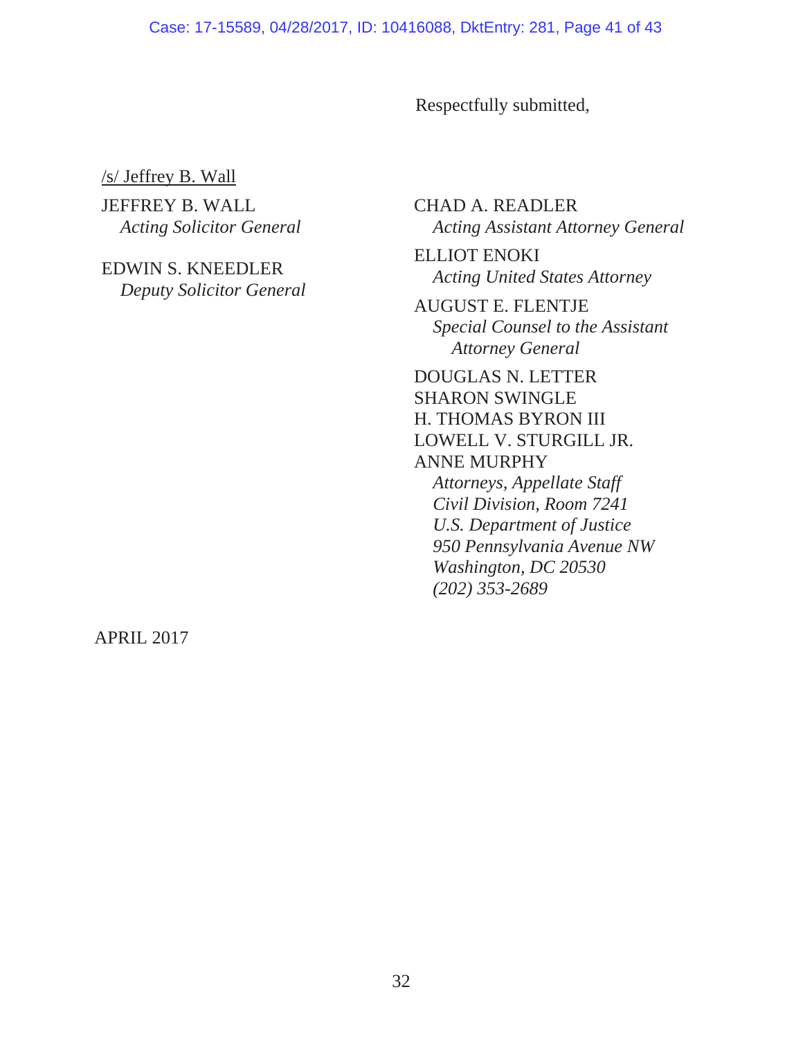Respectfully submitted,

/s/ Jeffrey B. Wall

JEFFREY B. WALL
*Acting Solicitor General*

EDWIN S. KNEEDLER
*Deputy Solicitor General*

CHAD A. READLER
*Acting Assistant Attorney General*

ELLIOT ENOKI
*Acting United States Attorney*

AUGUST E. FLENTJE
*Special Counsel to the Assistant Attorney General*

DOUGLAS N. LETTER
SHARON SWINGLE
H. THOMAS BYRON III
LOWELL V. STURGILL JR.
ANNE MURPHY
*Attorneys, Appellate Staff*
*Civil Division, Room 7241*
*U.S. Department of Justice*
*950 Pennsylvania Avenue NW*
*Washington, DC 20530*
*(202) 353-2689*

APRIL 2017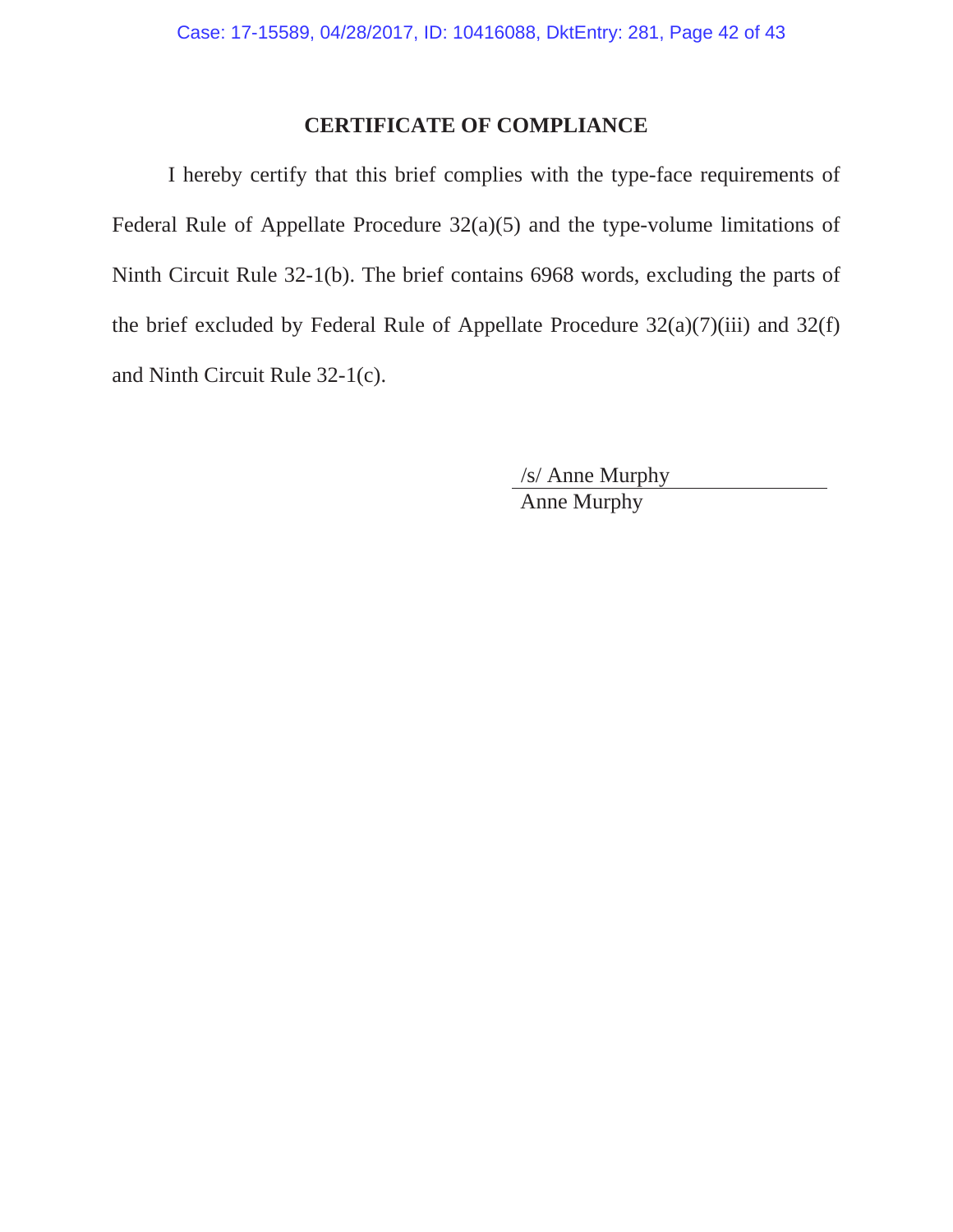## CERTIFICATE OF COMPLIANCE

I hereby certify that this brief complies with the type-face requirements of Federal Rule of Appellate Procedure 32(a)(5) and the type-volume limitations of Ninth Circuit Rule 32-1(b). The brief contains 6968 words, excluding the parts of the brief excluded by Federal Rule of Appellate Procedure 32(a)(7)(iii) and 32(f) and Ninth Circuit Rule 32-1(c).

/s/ Anne Murphy
Anne Murphy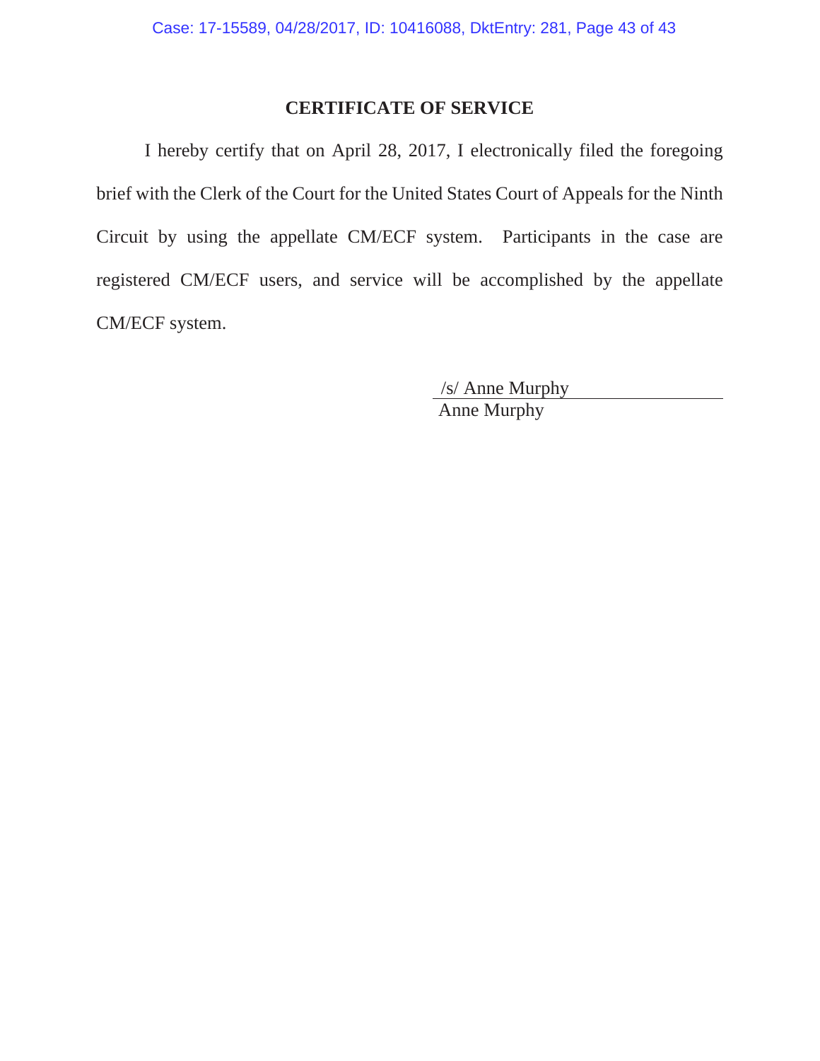## CERTIFICATE OF SERVICE

I hereby certify that on April 28, 2017, I electronically filed the foregoing brief with the Clerk of the Court for the United States Court of Appeals for the Ninth Circuit by using the appellate CM/ECF system. Participants in the case are registered CM/ECF users, and service will be accomplished by the appellate CM/ECF system.

/s/ Anne Murphy
Anne Murphy